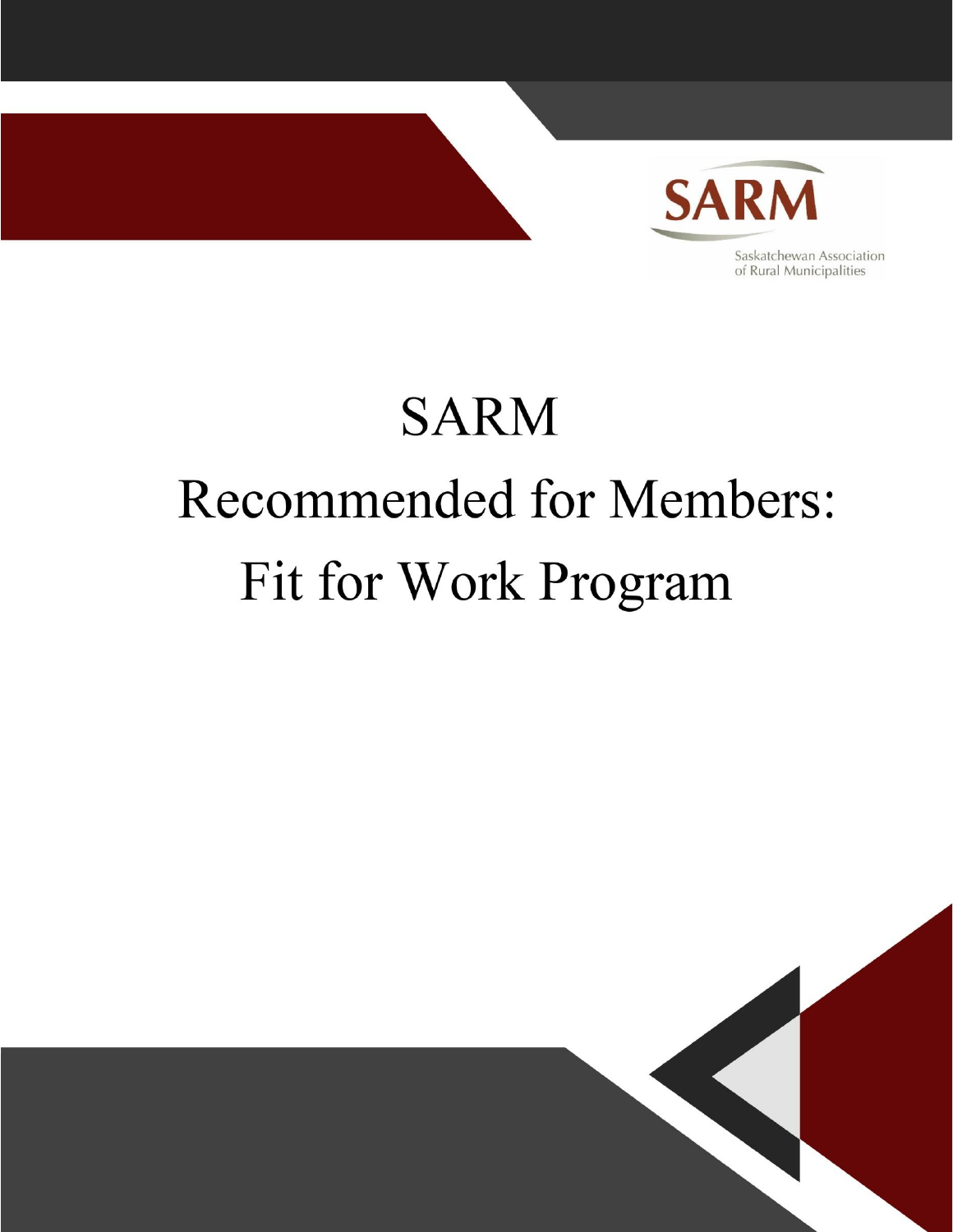SARM

Saskatchewan Association of Rural Municipalities

# SARM

# Recommended for Members: Fit for Work Program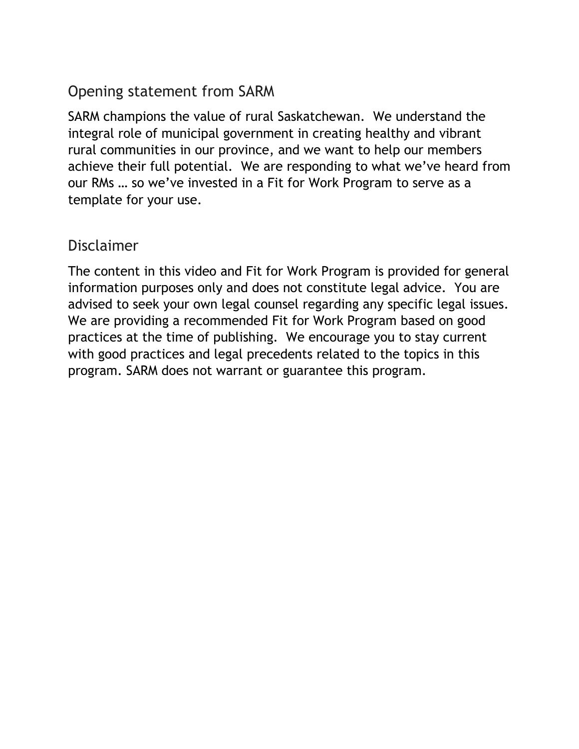## Opening statement from SARM

SARM champions the value of rural Saskatchewan. We understand the integral role of municipal government in creating healthy and vibrant rural communities in our province, and we want to help our members achieve their full potential. We are responding to what we've heard from our RMs … so we've invested in a Fit for Work Program to serve as a template for your use.

## Disclaimer

The content in this video and Fit for Work Program is provided for general information purposes only and does not constitute legal advice. You are advised to seek your own legal counsel regarding any specific legal issues. We are providing a recommended Fit for Work Program based on good practices at the time of publishing. We encourage you to stay current with good practices and legal precedents related to the topics in this program. SARM does not warrant or guarantee this program.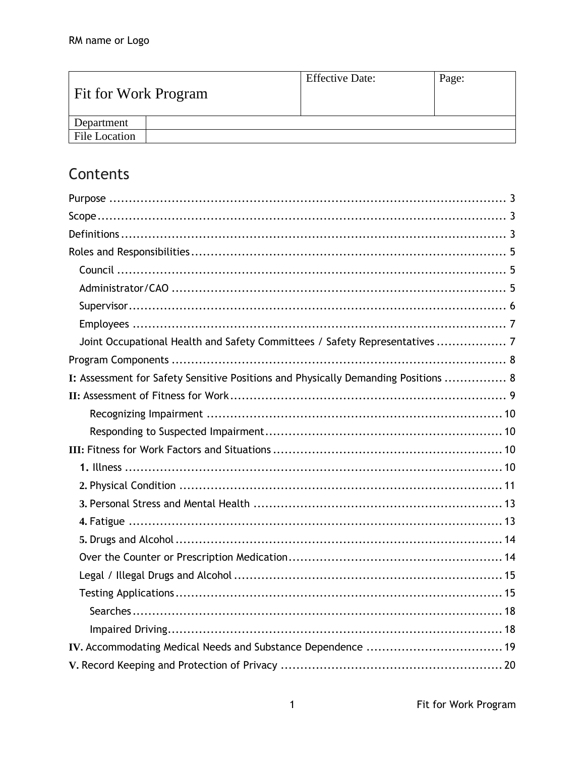RM name or Logo

| Fit for Work Program | | Effective Date: | Page: |
|---|---|---|---|
| Department | | | |
| File Location | | | |

# Contents

Purpose ........................................................................................ 3

Scope .......................................................................................... 3

Definitions .................................................................................... 3

Roles and Responsibilities ................................................................. 5

- Council ..................................................................................... 5
- Administrator/CAO ..................................................................... 5
- Supervisor ................................................................................. 6
- Employees ................................................................................. 7
- Joint Occupational Health and Safety Committees / Safety Representatives .................. 7

Program Components ...................................................................... 8

**I:** Assessment for Safety Sensitive Positions and Physically Demanding Positions ................ 8

**II:** Assessment of Fitness for Work ....................................................... 9

- Recognizing Impairment ............................................................. 10
- Responding to Suspected Impairment ............................................. 10

**III:** Fitness for Work Factors and Situations ........................................... 10

- **1.** Illness ................................................................................... 10
- **2.** Physical Condition ................................................................... 11
- **3.** Personal Stress and Mental Health ............................................... 13
- **4.** Fatigue .................................................................................. 13
- **5.** Drugs and Alcohol .................................................................... 14
- Over the Counter or Prescription Medication ....................................... 14
- Legal / Illegal Drugs and Alcohol ..................................................... 15
- Testing Applications ..................................................................... 15
  - Searches ................................................................................ 18
  - Impaired Driving ...................................................................... 18

**IV.** Accommodating Medical Needs and Substance Dependence ................................... 19

**V.** Record Keeping and Protection of Privacy ......................................................... 20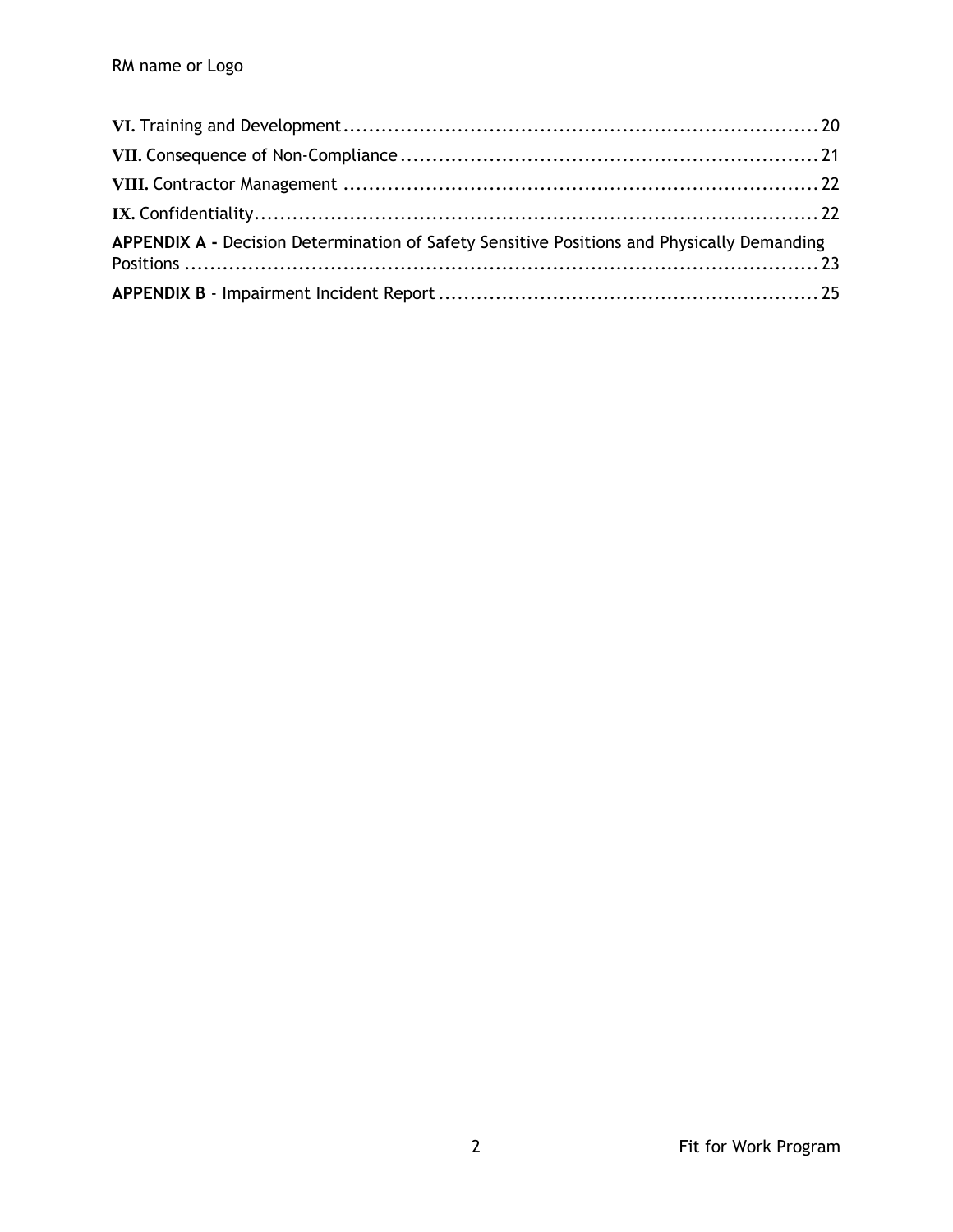**VI.** Training and Development ........................................................................ 20

**VII.** Consequence of Non-Compliance ............................................................... 21

**VIII.** Contractor Management ........................................................................ 22

**IX.** Confidentiality.......................................................................................... 22

**APPENDIX A -** Decision Determination of Safety Sensitive Positions and Physically Demanding Positions ................................................................................................... 23

**APPENDIX B** - Impairment Incident Report ........................................................... 25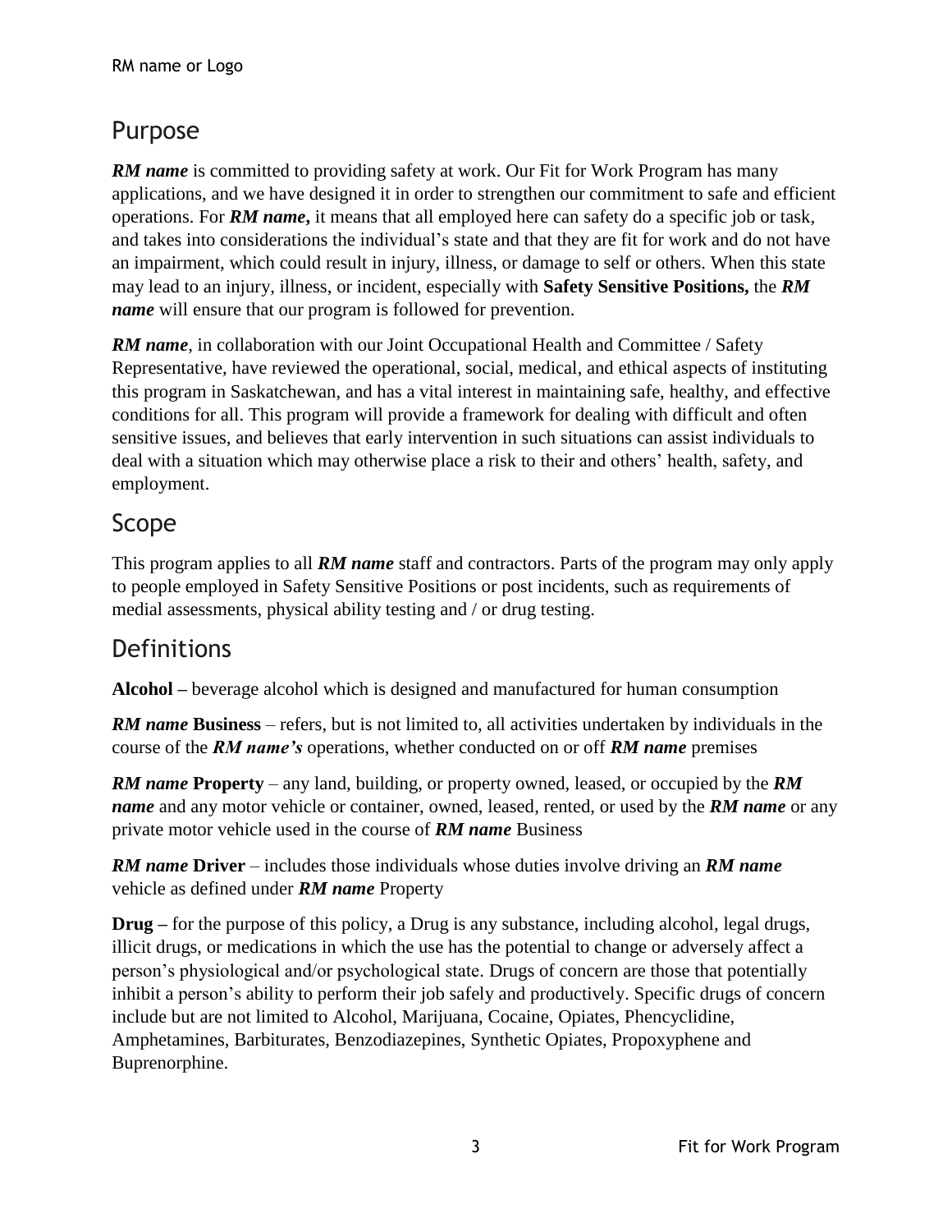## Purpose

***RM name*** is committed to providing safety at work. Our Fit for Work Program has many applications, and we have designed it in order to strengthen our commitment to safe and efficient operations. For ***RM name,*** it means that all employed here can safety do a specific job or task, and takes into considerations the individual's state and that they are fit for work and do not have an impairment, which could result in injury, illness, or damage to self or others. When this state may lead to an injury, illness, or incident, especially with **Safety Sensitive Positions,** the ***RM name*** will ensure that our program is followed for prevention.

***RM name***, in collaboration with our Joint Occupational Health and Committee / Safety Representative, have reviewed the operational, social, medical, and ethical aspects of instituting this program in Saskatchewan, and has a vital interest in maintaining safe, healthy, and effective conditions for all. This program will provide a framework for dealing with difficult and often sensitive issues, and believes that early intervention in such situations can assist individuals to deal with a situation which may otherwise place a risk to their and others' health, safety, and employment.

## Scope

This program applies to all ***RM name*** staff and contractors. Parts of the program may only apply to people employed in Safety Sensitive Positions or post incidents, such as requirements of medial assessments, physical ability testing and / or drug testing.

## Definitions

**Alcohol –** beverage alcohol which is designed and manufactured for human consumption

***RM name* Business** – refers, but is not limited to, all activities undertaken by individuals in the course of the ***RM name's*** operations, whether conducted on or off ***RM name*** premises

***RM name* Property** – any land, building, or property owned, leased, or occupied by the ***RM name*** and any motor vehicle or container, owned, leased, rented, or used by the ***RM name*** or any private motor vehicle used in the course of ***RM name*** Business

***RM name* Driver** – includes those individuals whose duties involve driving an ***RM name*** vehicle as defined under ***RM name*** Property

**Drug –** for the purpose of this policy, a Drug is any substance, including alcohol, legal drugs, illicit drugs, or medications in which the use has the potential to change or adversely affect a person's physiological and/or psychological state. Drugs of concern are those that potentially inhibit a person's ability to perform their job safely and productively. Specific drugs of concern include but are not limited to Alcohol, Marijuana, Cocaine, Opiates, Phencyclidine, Amphetamines, Barbiturates, Benzodiazepines, Synthetic Opiates, Propoxyphene and Buprenorphine.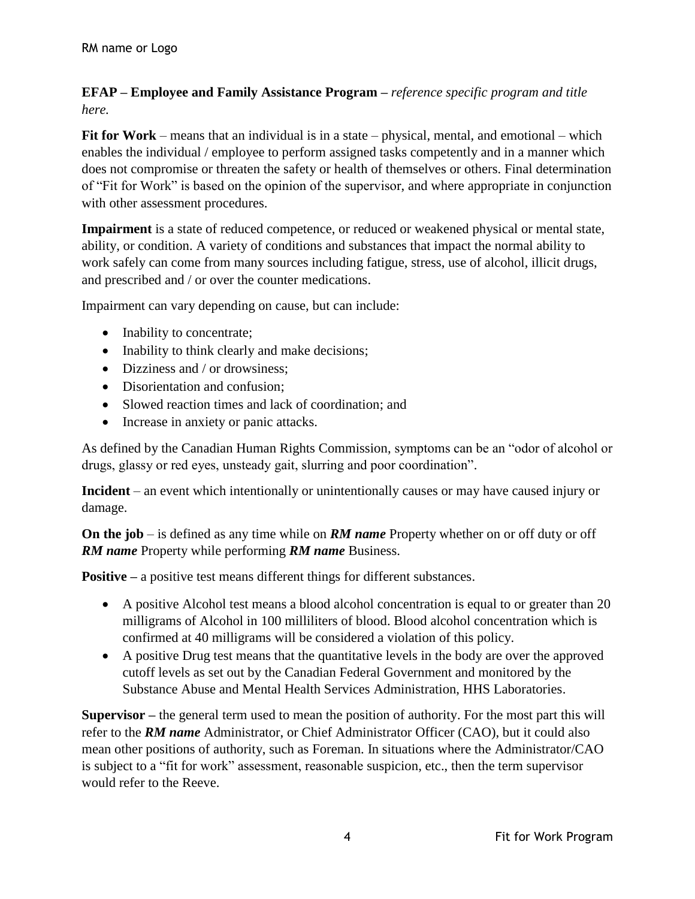**EFAP – Employee and Family Assistance Program –** *reference specific program and title here.*

**Fit for Work** – means that an individual is in a state – physical, mental, and emotional – which enables the individual / employee to perform assigned tasks competently and in a manner which does not compromise or threaten the safety or health of themselves or others. Final determination of "Fit for Work" is based on the opinion of the supervisor, and where appropriate in conjunction with other assessment procedures.

**Impairment** is a state of reduced competence, or reduced or weakened physical or mental state, ability, or condition. A variety of conditions and substances that impact the normal ability to work safely can come from many sources including fatigue, stress, use of alcohol, illicit drugs, and prescribed and / or over the counter medications.

Impairment can vary depending on cause, but can include:

- Inability to concentrate;
- Inability to think clearly and make decisions;
- Dizziness and / or drowsiness;
- Disorientation and confusion;
- Slowed reaction times and lack of coordination; and
- Increase in anxiety or panic attacks.

As defined by the Canadian Human Rights Commission, symptoms can be an "odor of alcohol or drugs, glassy or red eyes, unsteady gait, slurring and poor coordination".

**Incident** – an event which intentionally or unintentionally causes or may have caused injury or damage.

**On the job** – is defined as any time while on ***RM name*** Property whether on or off duty or off ***RM name*** Property while performing ***RM name*** Business.

**Positive –** a positive test means different things for different substances.

- A positive Alcohol test means a blood alcohol concentration is equal to or greater than 20 milligrams of Alcohol in 100 milliliters of blood. Blood alcohol concentration which is confirmed at 40 milligrams will be considered a violation of this policy.
- A positive Drug test means that the quantitative levels in the body are over the approved cutoff levels as set out by the Canadian Federal Government and monitored by the Substance Abuse and Mental Health Services Administration, HHS Laboratories.

**Supervisor –** the general term used to mean the position of authority. For the most part this will refer to the ***RM name*** Administrator, or Chief Administrator Officer (CAO), but it could also mean other positions of authority, such as Foreman. In situations where the Administrator/CAO is subject to a "fit for work" assessment, reasonable suspicion, etc., then the term supervisor would refer to the Reeve.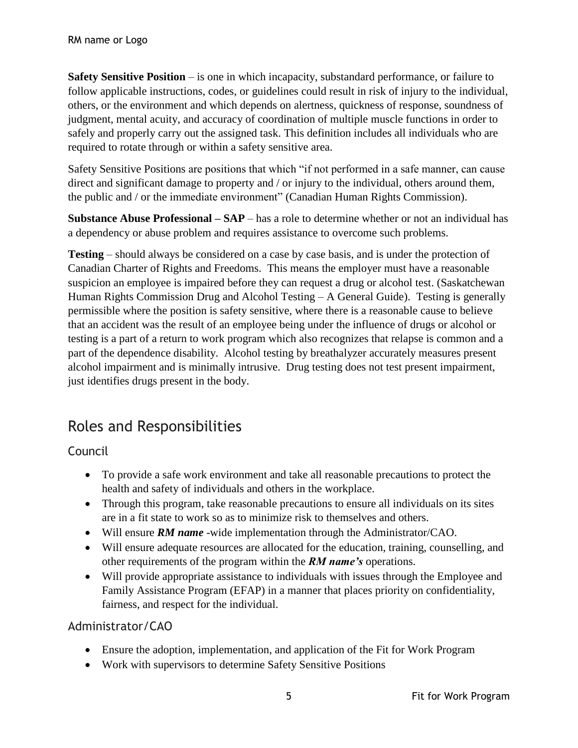**Safety Sensitive Position** – is one in which incapacity, substandard performance, or failure to follow applicable instructions, codes, or guidelines could result in risk of injury to the individual, others, or the environment and which depends on alertness, quickness of response, soundness of judgment, mental acuity, and accuracy of coordination of multiple muscle functions in order to safely and properly carry out the assigned task. This definition includes all individuals who are required to rotate through or within a safety sensitive area.

Safety Sensitive Positions are positions that which "if not performed in a safe manner, can cause direct and significant damage to property and / or injury to the individual, others around them, the public and / or the immediate environment" (Canadian Human Rights Commission).

**Substance Abuse Professional – SAP** – has a role to determine whether or not an individual has a dependency or abuse problem and requires assistance to overcome such problems.

**Testing** – should always be considered on a case by case basis, and is under the protection of Canadian Charter of Rights and Freedoms. This means the employer must have a reasonable suspicion an employee is impaired before they can request a drug or alcohol test. (Saskatchewan Human Rights Commission Drug and Alcohol Testing – A General Guide). Testing is generally permissible where the position is safety sensitive, where there is a reasonable cause to believe that an accident was the result of an employee being under the influence of drugs or alcohol or testing is a part of a return to work program which also recognizes that relapse is common and a part of the dependence disability. Alcohol testing by breathalyzer accurately measures present alcohol impairment and is minimally intrusive. Drug testing does not test present impairment, just identifies drugs present in the body.

# Roles and Responsibilities

## Council

- To provide a safe work environment and take all reasonable precautions to protect the health and safety of individuals and others in the workplace.
- Through this program, take reasonable precautions to ensure all individuals on its sites are in a fit state to work so as to minimize risk to themselves and others.
- Will ensure ***RM name*** -wide implementation through the Administrator/CAO.
- Will ensure adequate resources are allocated for the education, training, counselling, and other requirements of the program within the ***RM name's*** operations.
- Will provide appropriate assistance to individuals with issues through the Employee and Family Assistance Program (EFAP) in a manner that places priority on confidentiality, fairness, and respect for the individual.

## Administrator/CAO

- Ensure the adoption, implementation, and application of the Fit for Work Program
- Work with supervisors to determine Safety Sensitive Positions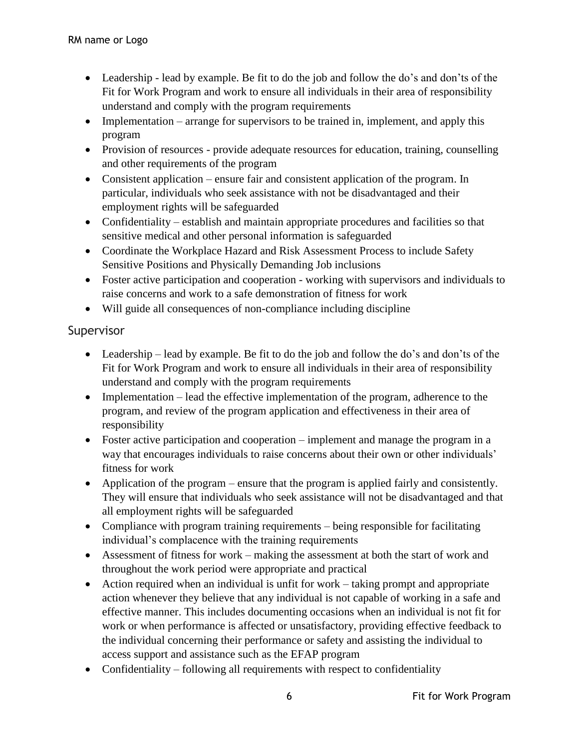- Leadership - lead by example. Be fit to do the job and follow the do's and don'ts of the Fit for Work Program and work to ensure all individuals in their area of responsibility understand and comply with the program requirements
- Implementation – arrange for supervisors to be trained in, implement, and apply this program
- Provision of resources - provide adequate resources for education, training, counselling and other requirements of the program
- Consistent application – ensure fair and consistent application of the program. In particular, individuals who seek assistance with not be disadvantaged and their employment rights will be safeguarded
- Confidentiality – establish and maintain appropriate procedures and facilities so that sensitive medical and other personal information is safeguarded
- Coordinate the Workplace Hazard and Risk Assessment Process to include Safety Sensitive Positions and Physically Demanding Job inclusions
- Foster active participation and cooperation - working with supervisors and individuals to raise concerns and work to a safe demonstration of fitness for work
- Will guide all consequences of non-compliance including discipline

## Supervisor

- Leadership – lead by example. Be fit to do the job and follow the do's and don'ts of the Fit for Work Program and work to ensure all individuals in their area of responsibility understand and comply with the program requirements
- Implementation – lead the effective implementation of the program, adherence to the program, and review of the program application and effectiveness in their area of responsibility
- Foster active participation and cooperation – implement and manage the program in a way that encourages individuals to raise concerns about their own or other individuals' fitness for work
- Application of the program – ensure that the program is applied fairly and consistently. They will ensure that individuals who seek assistance will not be disadvantaged and that all employment rights will be safeguarded
- Compliance with program training requirements – being responsible for facilitating individual's complacence with the training requirements
- Assessment of fitness for work – making the assessment at both the start of work and throughout the work period were appropriate and practical
- Action required when an individual is unfit for work – taking prompt and appropriate action whenever they believe that any individual is not capable of working in a safe and effective manner. This includes documenting occasions when an individual is not fit for work or when performance is affected or unsatisfactory, providing effective feedback to the individual concerning their performance or safety and assisting the individual to access support and assistance such as the EFAP program
- Confidentiality – following all requirements with respect to confidentiality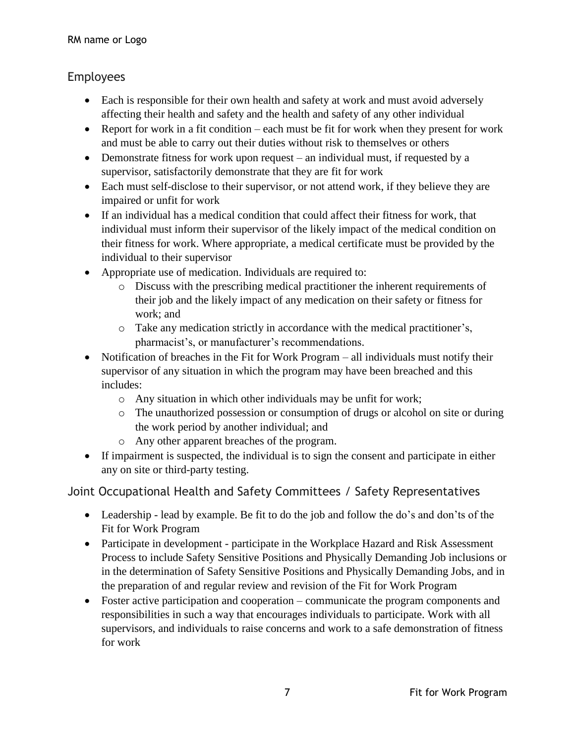## Employees

- Each is responsible for their own health and safety at work and must avoid adversely affecting their health and safety and the health and safety of any other individual
- Report for work in a fit condition – each must be fit for work when they present for work and must be able to carry out their duties without risk to themselves or others
- Demonstrate fitness for work upon request – an individual must, if requested by a supervisor, satisfactorily demonstrate that they are fit for work
- Each must self-disclose to their supervisor, or not attend work, if they believe they are impaired or unfit for work
- If an individual has a medical condition that could affect their fitness for work, that individual must inform their supervisor of the likely impact of the medical condition on their fitness for work. Where appropriate, a medical certificate must be provided by the individual to their supervisor
- Appropriate use of medication. Individuals are required to:
    - Discuss with the prescribing medical practitioner the inherent requirements of their job and the likely impact of any medication on their safety or fitness for work; and
    - Take any medication strictly in accordance with the medical practitioner's, pharmacist's, or manufacturer's recommendations.
- Notification of breaches in the Fit for Work Program – all individuals must notify their supervisor of any situation in which the program may have been breached and this includes:
    - Any situation in which other individuals may be unfit for work;
    - The unauthorized possession or consumption of drugs or alcohol on site or during the work period by another individual; and
    - Any other apparent breaches of the program.
- If impairment is suspected, the individual is to sign the consent and participate in either any on site or third-party testing.

## Joint Occupational Health and Safety Committees / Safety Representatives

- Leadership - lead by example. Be fit to do the job and follow the do's and don'ts of the Fit for Work Program
- Participate in development - participate in the Workplace Hazard and Risk Assessment Process to include Safety Sensitive Positions and Physically Demanding Job inclusions or in the determination of Safety Sensitive Positions and Physically Demanding Jobs, and in the preparation of and regular review and revision of the Fit for Work Program
- Foster active participation and cooperation – communicate the program components and responsibilities in such a way that encourages individuals to participate. Work with all supervisors, and individuals to raise concerns and work to a safe demonstration of fitness for work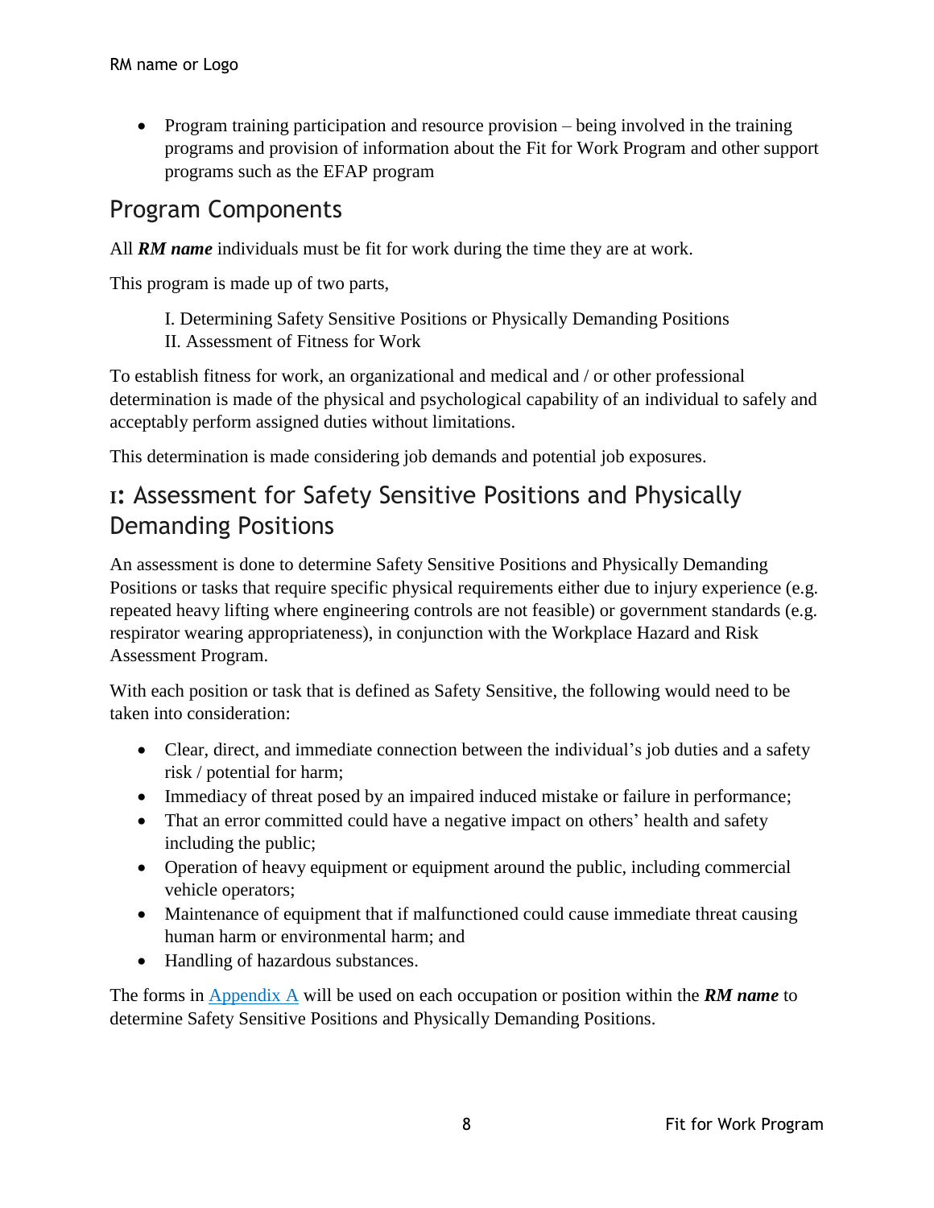- Program training participation and resource provision – being involved in the training programs and provision of information about the Fit for Work Program and other support programs such as the EFAP program

## Program Components

All ***RM name*** individuals must be fit for work during the time they are at work.

This program is made up of two parts,

I. Determining Safety Sensitive Positions or Physically Demanding Positions
II. Assessment of Fitness for Work

To establish fitness for work, an organizational and medical and / or other professional determination is made of the physical and psychological capability of an individual to safely and acceptably perform assigned duties without limitations.

This determination is made considering job demands and potential job exposures.

## I: Assessment for Safety Sensitive Positions and Physically Demanding Positions

An assessment is done to determine Safety Sensitive Positions and Physically Demanding Positions or tasks that require specific physical requirements either due to injury experience (e.g. repeated heavy lifting where engineering controls are not feasible) or government standards (e.g. respirator wearing appropriateness), in conjunction with the Workplace Hazard and Risk Assessment Program.

With each position or task that is defined as Safety Sensitive, the following would need to be taken into consideration:

- Clear, direct, and immediate connection between the individual's job duties and a safety risk / potential for harm;
- Immediacy of threat posed by an impaired induced mistake or failure in performance;
- That an error committed could have a negative impact on others' health and safety including the public;
- Operation of heavy equipment or equipment around the public, including commercial vehicle operators;
- Maintenance of equipment that if malfunctioned could cause immediate threat causing human harm or environmental harm; and
- Handling of hazardous substances.

The forms in Appendix A will be used on each occupation or position within the ***RM name*** to determine Safety Sensitive Positions and Physically Demanding Positions.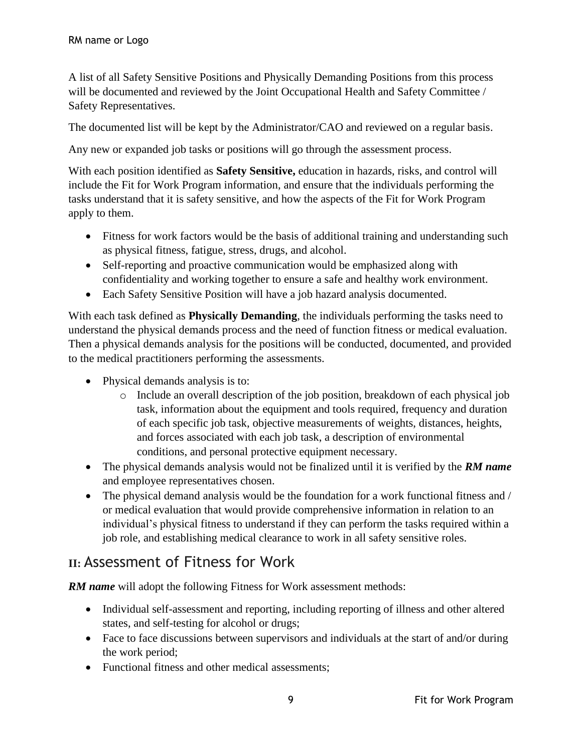A list of all Safety Sensitive Positions and Physically Demanding Positions from this process will be documented and reviewed by the Joint Occupational Health and Safety Committee / Safety Representatives.

The documented list will be kept by the Administrator/CAO and reviewed on a regular basis.

Any new or expanded job tasks or positions will go through the assessment process.

With each position identified as **Safety Sensitive,** education in hazards, risks, and control will include the Fit for Work Program information, and ensure that the individuals performing the tasks understand that it is safety sensitive, and how the aspects of the Fit for Work Program apply to them.

- Fitness for work factors would be the basis of additional training and understanding such as physical fitness, fatigue, stress, drugs, and alcohol.
- Self-reporting and proactive communication would be emphasized along with confidentiality and working together to ensure a safe and healthy work environment.
- Each Safety Sensitive Position will have a job hazard analysis documented.

With each task defined as **Physically Demanding**, the individuals performing the tasks need to understand the physical demands process and the need of function fitness or medical evaluation. Then a physical demands analysis for the positions will be conducted, documented, and provided to the medical practitioners performing the assessments.

- Physical demands analysis is to:
    - Include an overall description of the job position, breakdown of each physical job task, information about the equipment and tools required, frequency and duration of each specific job task, objective measurements of weights, distances, heights, and forces associated with each job task, a description of environmental conditions, and personal protective equipment necessary.
- The physical demands analysis would not be finalized until it is verified by the ***RM name*** and employee representatives chosen.
- The physical demand analysis would be the foundation for a work functional fitness and / or medical evaluation that would provide comprehensive information in relation to an individual's physical fitness to understand if they can perform the tasks required within a job role, and establishing medical clearance to work in all safety sensitive roles.

## II: Assessment of Fitness for Work

***RM name*** will adopt the following Fitness for Work assessment methods:

- Individual self-assessment and reporting, including reporting of illness and other altered states, and self-testing for alcohol or drugs;
- Face to face discussions between supervisors and individuals at the start of and/or during the work period;
- Functional fitness and other medical assessments;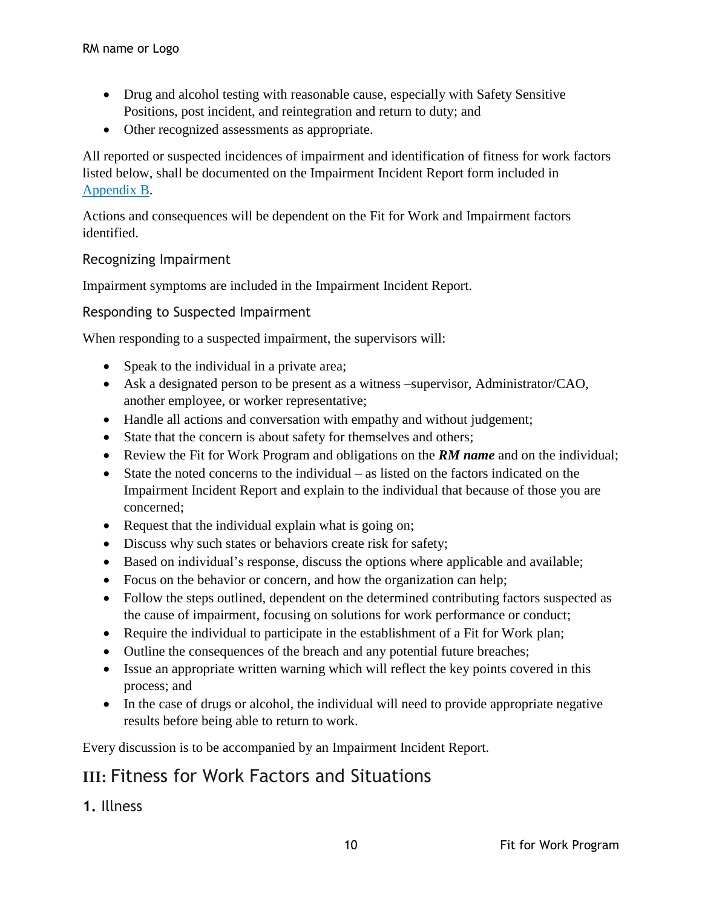- Drug and alcohol testing with reasonable cause, especially with Safety Sensitive Positions, post incident, and reintegration and return to duty; and
- Other recognized assessments as appropriate.

All reported or suspected incidences of impairment and identification of fitness for work factors listed below, shall be documented on the Impairment Incident Report form included in Appendix B.

Actions and consequences will be dependent on the Fit for Work and Impairment factors identified.

### Recognizing Impairment

Impairment symptoms are included in the Impairment Incident Report.

### Responding to Suspected Impairment

When responding to a suspected impairment, the supervisors will:

- Speak to the individual in a private area;
- Ask a designated person to be present as a witness –supervisor, Administrator/CAO, another employee, or worker representative;
- Handle all actions and conversation with empathy and without judgement;
- State that the concern is about safety for themselves and others;
- Review the Fit for Work Program and obligations on the ***RM name*** and on the individual;
- State the noted concerns to the individual – as listed on the factors indicated on the Impairment Incident Report and explain to the individual that because of those you are concerned;
- Request that the individual explain what is going on;
- Discuss why such states or behaviors create risk for safety;
- Based on individual's response, discuss the options where applicable and available;
- Focus on the behavior or concern, and how the organization can help;
- Follow the steps outlined, dependent on the determined contributing factors suspected as the cause of impairment, focusing on solutions for work performance or conduct;
- Require the individual to participate in the establishment of a Fit for Work plan;
- Outline the consequences of the breach and any potential future breaches;
- Issue an appropriate written warning which will reflect the key points covered in this process; and
- In the case of drugs or alcohol, the individual will need to provide appropriate negative results before being able to return to work.

Every discussion is to be accompanied by an Impairment Incident Report.

## III: Fitness for Work Factors and Situations

### 1. Illness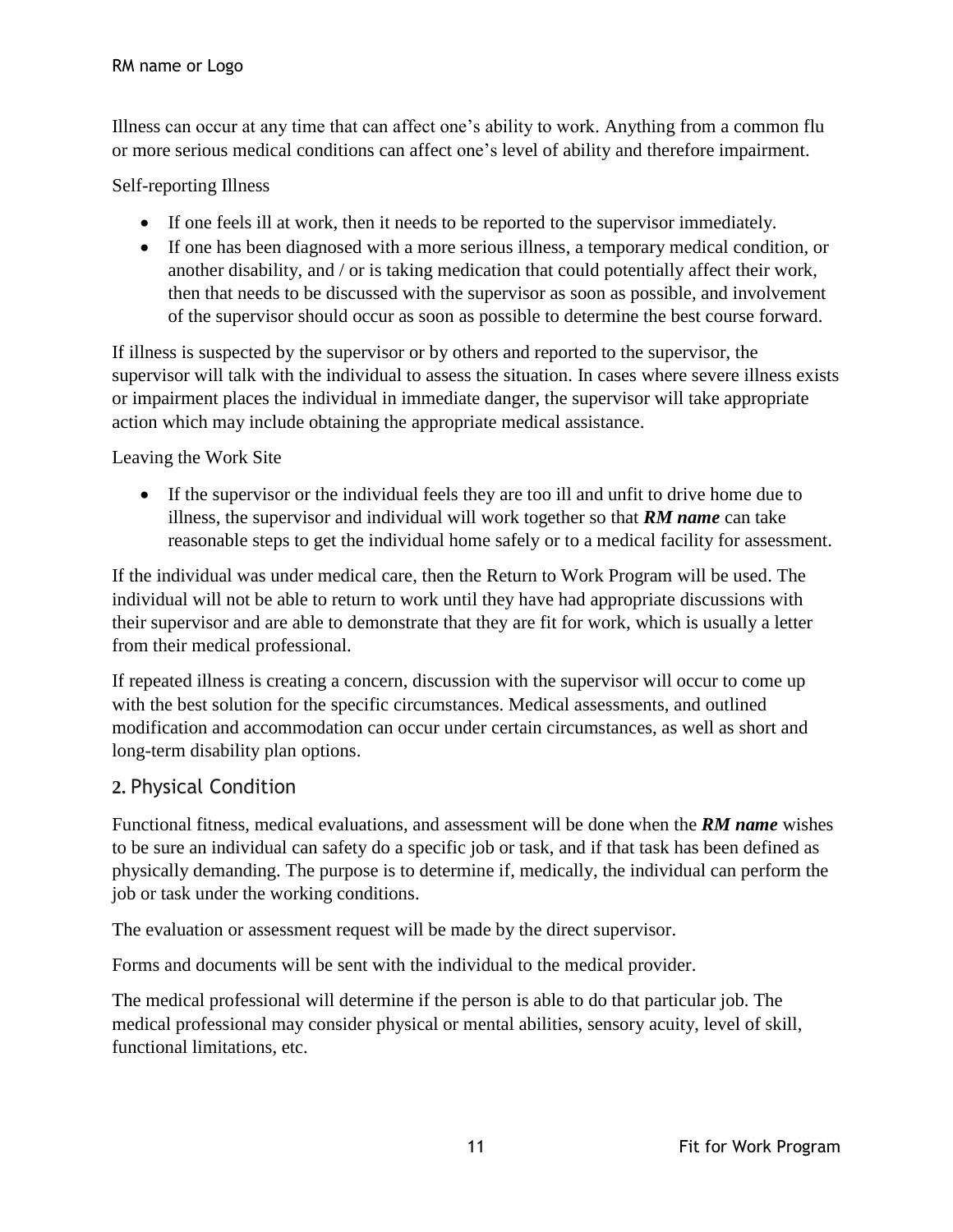Illness can occur at any time that can affect one's ability to work. Anything from a common flu or more serious medical conditions can affect one's level of ability and therefore impairment.

Self-reporting Illness

- If one feels ill at work, then it needs to be reported to the supervisor immediately.
- If one has been diagnosed with a more serious illness, a temporary medical condition, or another disability, and / or is taking medication that could potentially affect their work, then that needs to be discussed with the supervisor as soon as possible, and involvement of the supervisor should occur as soon as possible to determine the best course forward.

If illness is suspected by the supervisor or by others and reported to the supervisor, the supervisor will talk with the individual to assess the situation. In cases where severe illness exists or impairment places the individual in immediate danger, the supervisor will take appropriate action which may include obtaining the appropriate medical assistance.

Leaving the Work Site

- If the supervisor or the individual feels they are too ill and unfit to drive home due to illness, the supervisor and individual will work together so that ***RM name*** can take reasonable steps to get the individual home safely or to a medical facility for assessment.

If the individual was under medical care, then the Return to Work Program will be used. The individual will not be able to return to work until they have had appropriate discussions with their supervisor and are able to demonstrate that they are fit for work, which is usually a letter from their medical professional.

If repeated illness is creating a concern, discussion with the supervisor will occur to come up with the best solution for the specific circumstances. Medical assessments, and outlined modification and accommodation can occur under certain circumstances, as well as short and long-term disability plan options.

## 2. Physical Condition

Functional fitness, medical evaluations, and assessment will be done when the ***RM name*** wishes to be sure an individual can safety do a specific job or task, and if that task has been defined as physically demanding. The purpose is to determine if, medically, the individual can perform the job or task under the working conditions.

The evaluation or assessment request will be made by the direct supervisor.

Forms and documents will be sent with the individual to the medical provider.

The medical professional will determine if the person is able to do that particular job. The medical professional may consider physical or mental abilities, sensory acuity, level of skill, functional limitations, etc.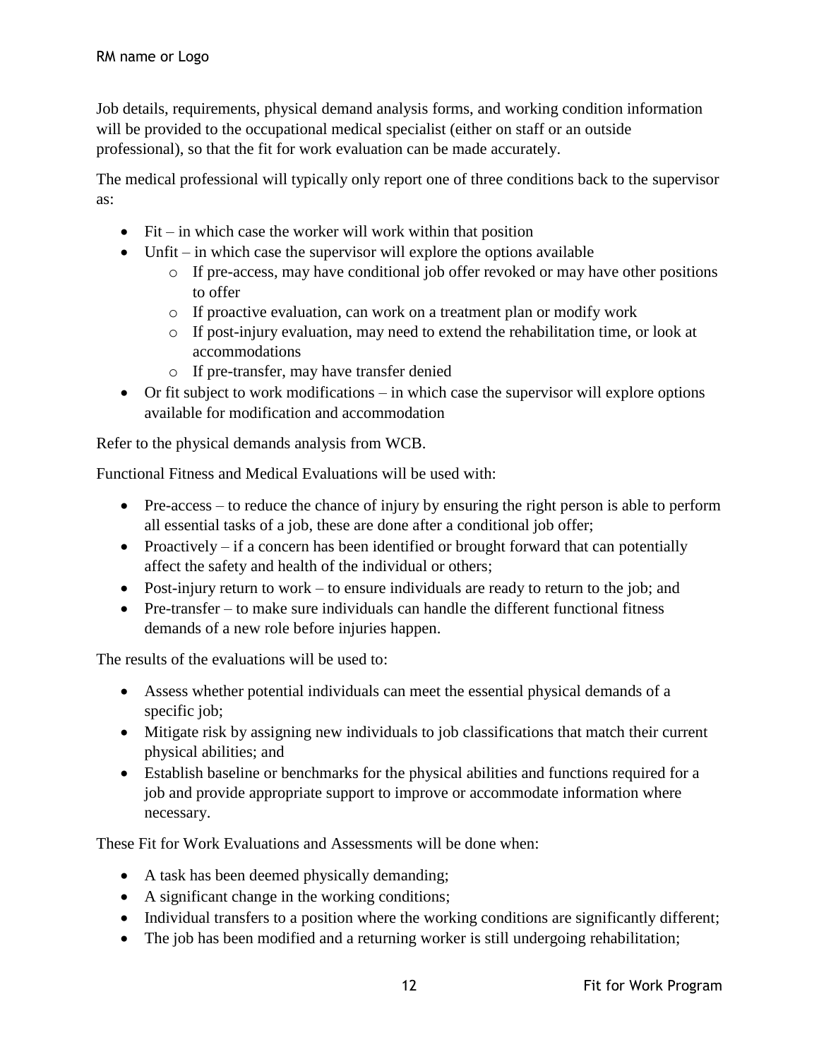Job details, requirements, physical demand analysis forms, and working condition information will be provided to the occupational medical specialist (either on staff or an outside professional), so that the fit for work evaluation can be made accurately.

The medical professional will typically only report one of three conditions back to the supervisor as:

- Fit – in which case the worker will work within that position
- Unfit – in which case the supervisor will explore the options available
  - If pre-access, may have conditional job offer revoked or may have other positions to offer
  - If proactive evaluation, can work on a treatment plan or modify work
  - If post-injury evaluation, may need to extend the rehabilitation time, or look at accommodations
  - If pre-transfer, may have transfer denied
- Or fit subject to work modifications – in which case the supervisor will explore options available for modification and accommodation

Refer to the physical demands analysis from WCB.

Functional Fitness and Medical Evaluations will be used with:

- Pre-access – to reduce the chance of injury by ensuring the right person is able to perform all essential tasks of a job, these are done after a conditional job offer;
- Proactively – if a concern has been identified or brought forward that can potentially affect the safety and health of the individual or others;
- Post-injury return to work – to ensure individuals are ready to return to the job; and
- Pre-transfer – to make sure individuals can handle the different functional fitness demands of a new role before injuries happen.

The results of the evaluations will be used to:

- Assess whether potential individuals can meet the essential physical demands of a specific job;
- Mitigate risk by assigning new individuals to job classifications that match their current physical abilities; and
- Establish baseline or benchmarks for the physical abilities and functions required for a job and provide appropriate support to improve or accommodate information where necessary.

These Fit for Work Evaluations and Assessments will be done when:

- A task has been deemed physically demanding;
- A significant change in the working conditions;
- Individual transfers to a position where the working conditions are significantly different;
- The job has been modified and a returning worker is still undergoing rehabilitation;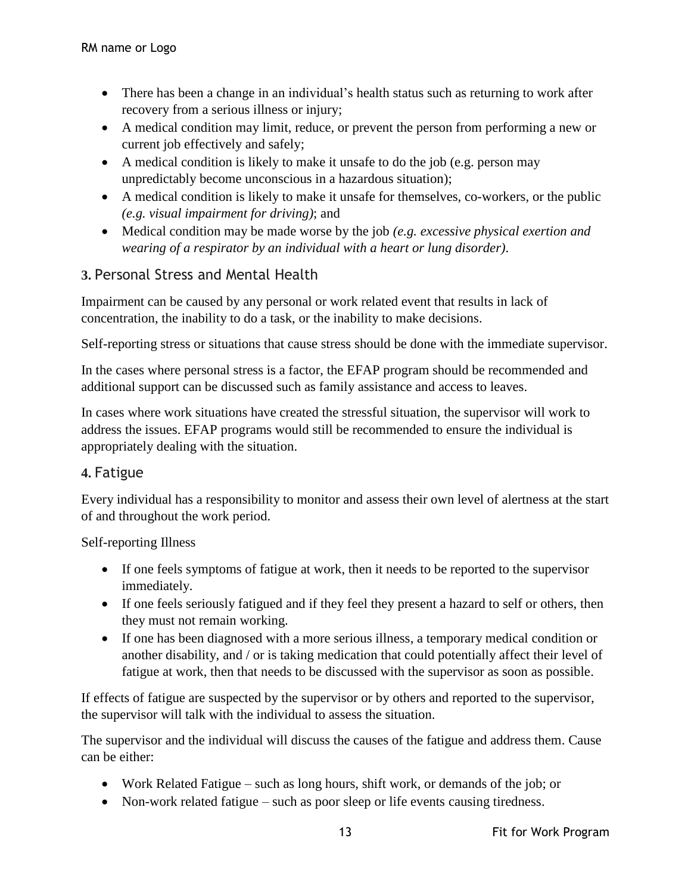- There has been a change in an individual's health status such as returning to work after recovery from a serious illness or injury;
- A medical condition may limit, reduce, or prevent the person from performing a new or current job effectively and safely;
- A medical condition is likely to make it unsafe to do the job (e.g. person may unpredictably become unconscious in a hazardous situation);
- A medical condition is likely to make it unsafe for themselves, co-workers, or the public *(e.g. visual impairment for driving)*; and
- Medical condition may be made worse by the job *(e.g. excessive physical exertion and wearing of a respirator by an individual with a heart or lung disorder)*.

### 3. Personal Stress and Mental Health

Impairment can be caused by any personal or work related event that results in lack of concentration, the inability to do a task, or the inability to make decisions.

Self-reporting stress or situations that cause stress should be done with the immediate supervisor.

In the cases where personal stress is a factor, the EFAP program should be recommended and additional support can be discussed such as family assistance and access to leaves.

In cases where work situations have created the stressful situation, the supervisor will work to address the issues. EFAP programs would still be recommended to ensure the individual is appropriately dealing with the situation.

### 4. Fatigue

Every individual has a responsibility to monitor and assess their own level of alertness at the start of and throughout the work period.

Self-reporting Illness

- If one feels symptoms of fatigue at work, then it needs to be reported to the supervisor immediately.
- If one feels seriously fatigued and if they feel they present a hazard to self or others, then they must not remain working.
- If one has been diagnosed with a more serious illness, a temporary medical condition or another disability, and / or is taking medication that could potentially affect their level of fatigue at work, then that needs to be discussed with the supervisor as soon as possible.

If effects of fatigue are suspected by the supervisor or by others and reported to the supervisor, the supervisor will talk with the individual to assess the situation.

The supervisor and the individual will discuss the causes of the fatigue and address them. Cause can be either:

- Work Related Fatigue – such as long hours, shift work, or demands of the job; or
- Non-work related fatigue – such as poor sleep or life events causing tiredness.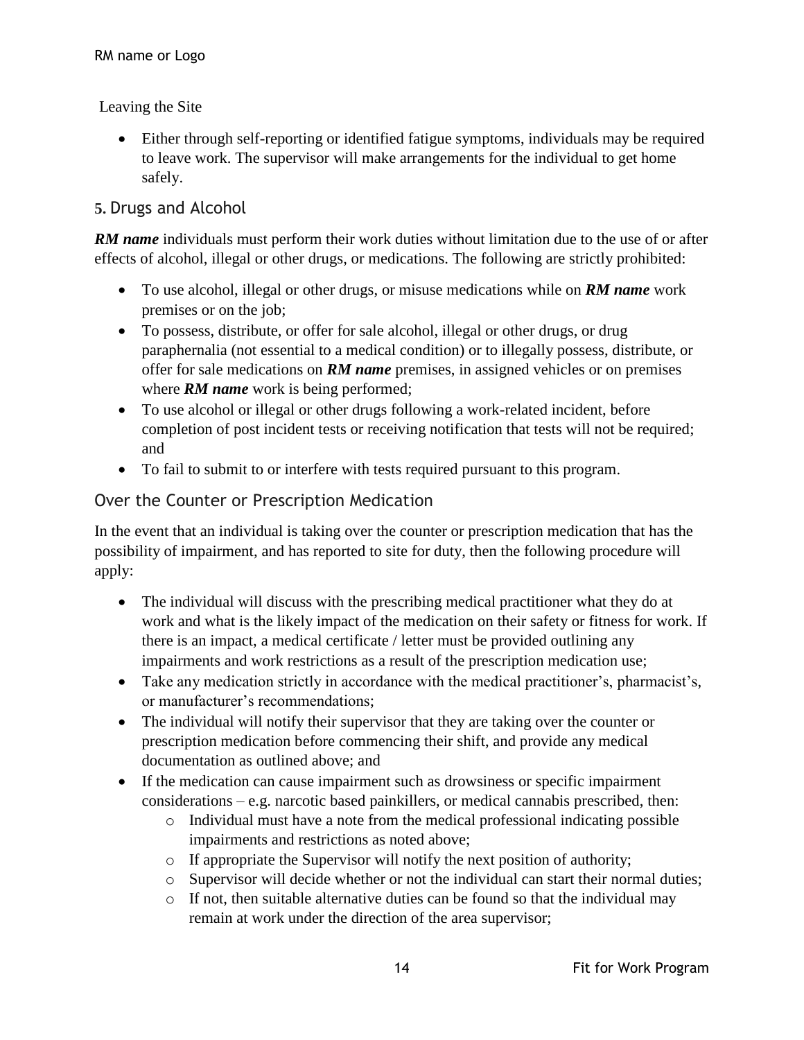Leaving the Site

- Either through self-reporting or identified fatigue symptoms, individuals may be required to leave work. The supervisor will make arrangements for the individual to get home safely.

## 5. Drugs and Alcohol

***RM name*** individuals must perform their work duties without limitation due to the use of or after effects of alcohol, illegal or other drugs, or medications. The following are strictly prohibited:

- To use alcohol, illegal or other drugs, or misuse medications while on ***RM name*** work premises or on the job;
- To possess, distribute, or offer for sale alcohol, illegal or other drugs, or drug paraphernalia (not essential to a medical condition) or to illegally possess, distribute, or offer for sale medications on ***RM name*** premises, in assigned vehicles or on premises where ***RM name*** work is being performed;
- To use alcohol or illegal or other drugs following a work-related incident, before completion of post incident tests or receiving notification that tests will not be required; and
- To fail to submit to or interfere with tests required pursuant to this program.

### Over the Counter or Prescription Medication

In the event that an individual is taking over the counter or prescription medication that has the possibility of impairment, and has reported to site for duty, then the following procedure will apply:

- The individual will discuss with the prescribing medical practitioner what they do at work and what is the likely impact of the medication on their safety or fitness for work. If there is an impact, a medical certificate / letter must be provided outlining any impairments and work restrictions as a result of the prescription medication use;
- Take any medication strictly in accordance with the medical practitioner's, pharmacist's, or manufacturer's recommendations;
- The individual will notify their supervisor that they are taking over the counter or prescription medication before commencing their shift, and provide any medical documentation as outlined above; and
- If the medication can cause impairment such as drowsiness or specific impairment considerations – e.g. narcotic based painkillers, or medical cannabis prescribed, then:
  - Individual must have a note from the medical professional indicating possible impairments and restrictions as noted above;
  - If appropriate the Supervisor will notify the next position of authority;
  - Supervisor will decide whether or not the individual can start their normal duties;
  - If not, then suitable alternative duties can be found so that the individual may remain at work under the direction of the area supervisor;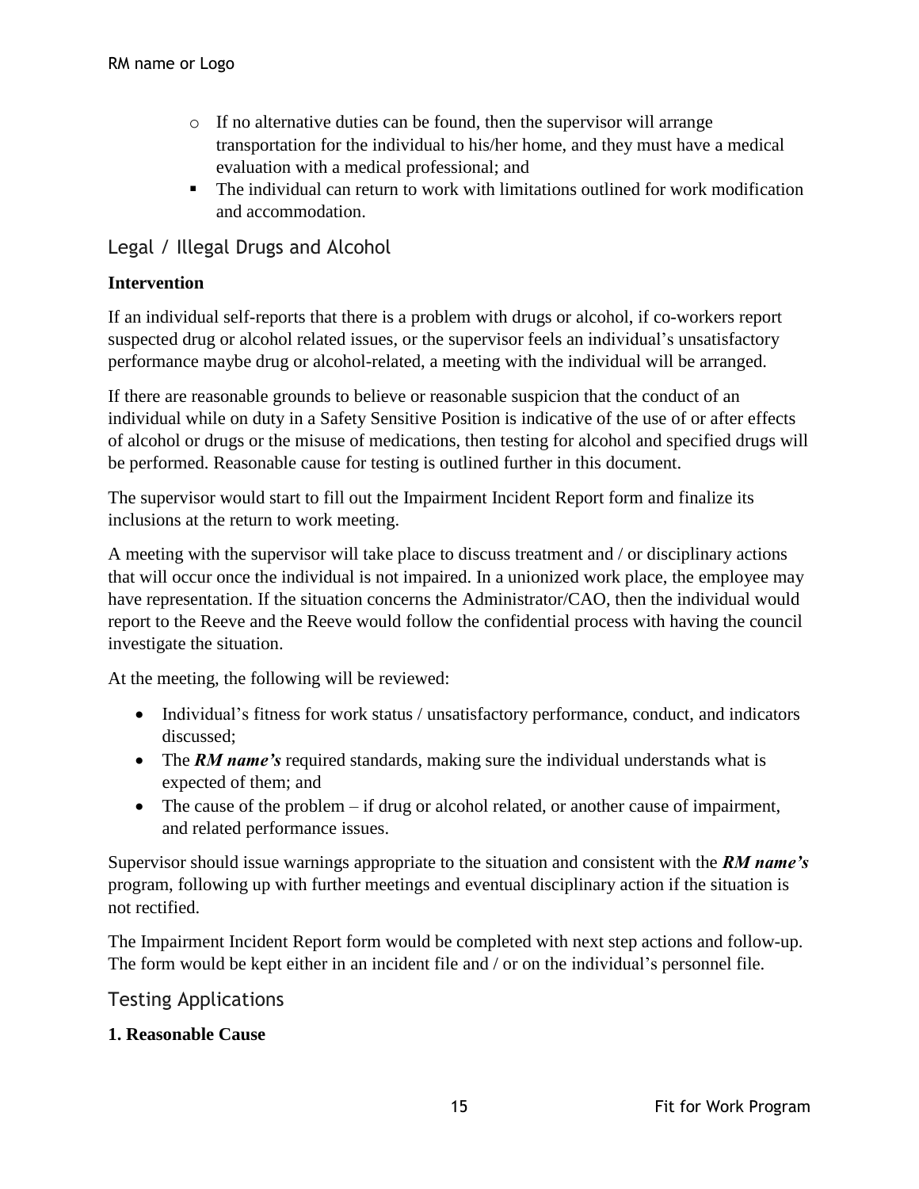- If no alternative duties can be found, then the supervisor will arrange transportation for the individual to his/her home, and they must have a medical evaluation with a medical professional; and
  - The individual can return to work with limitations outlined for work modification and accommodation.

## Legal / Illegal Drugs and Alcohol

**Intervention**

If an individual self-reports that there is a problem with drugs or alcohol, if co-workers report suspected drug or alcohol related issues, or the supervisor feels an individual's unsatisfactory performance maybe drug or alcohol-related, a meeting with the individual will be arranged.

If there are reasonable grounds to believe or reasonable suspicion that the conduct of an individual while on duty in a Safety Sensitive Position is indicative of the use of or after effects of alcohol or drugs or the misuse of medications, then testing for alcohol and specified drugs will be performed. Reasonable cause for testing is outlined further in this document.

The supervisor would start to fill out the Impairment Incident Report form and finalize its inclusions at the return to work meeting.

A meeting with the supervisor will take place to discuss treatment and / or disciplinary actions that will occur once the individual is not impaired. In a unionized work place, the employee may have representation. If the situation concerns the Administrator/CAO, then the individual would report to the Reeve and the Reeve would follow the confidential process with having the council investigate the situation.

At the meeting, the following will be reviewed:

- Individual's fitness for work status / unsatisfactory performance, conduct, and indicators discussed;
- The ***RM name's*** required standards, making sure the individual understands what is expected of them; and
- The cause of the problem – if drug or alcohol related, or another cause of impairment, and related performance issues.

Supervisor should issue warnings appropriate to the situation and consistent with the ***RM name's*** program, following up with further meetings and eventual disciplinary action if the situation is not rectified.

The Impairment Incident Report form would be completed with next step actions and follow-up. The form would be kept either in an incident file and / or on the individual's personnel file.

## Testing Applications

**1. Reasonable Cause**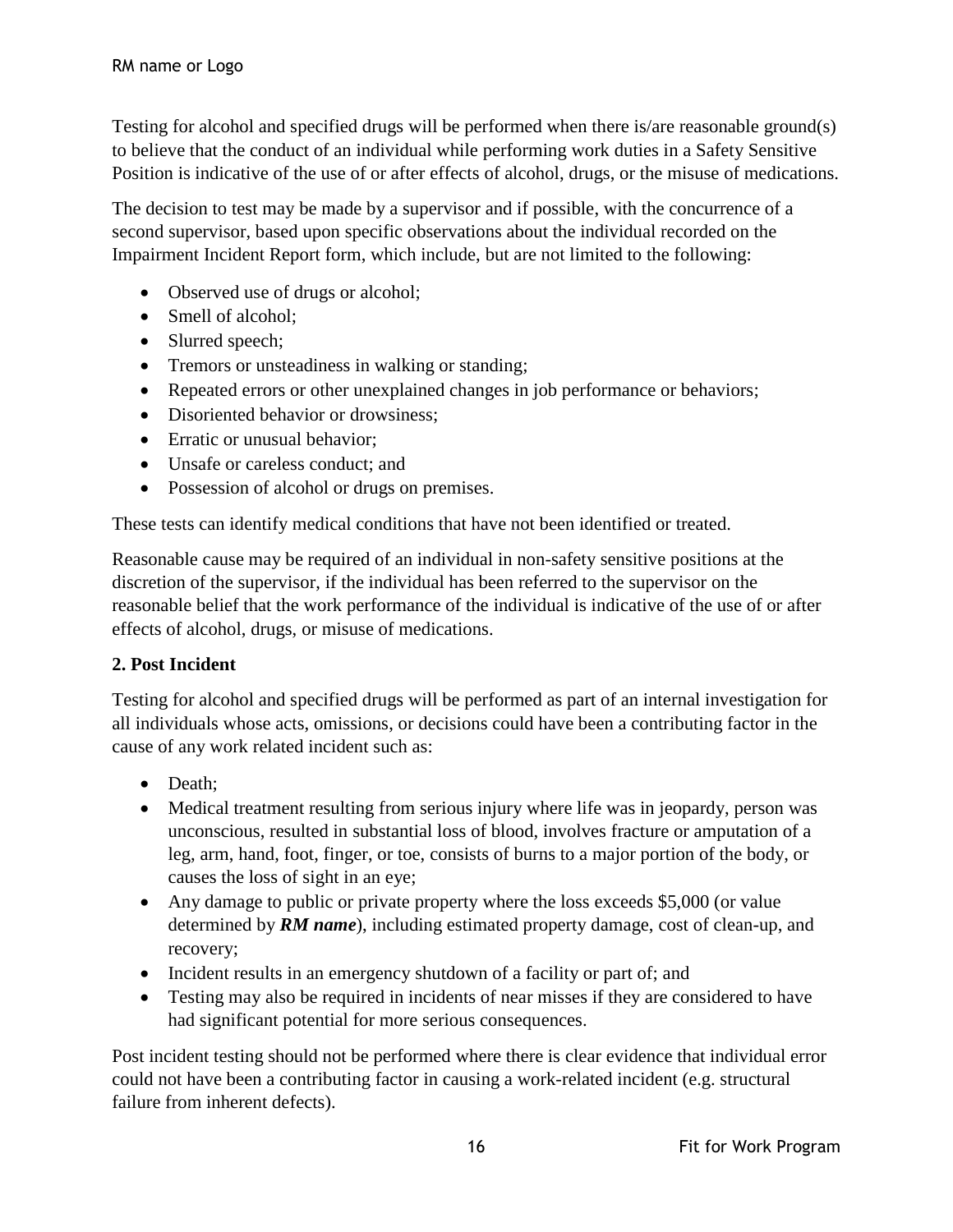Testing for alcohol and specified drugs will be performed when there is/are reasonable ground(s) to believe that the conduct of an individual while performing work duties in a Safety Sensitive Position is indicative of the use of or after effects of alcohol, drugs, or the misuse of medications.

The decision to test may be made by a supervisor and if possible, with the concurrence of a second supervisor, based upon specific observations about the individual recorded on the Impairment Incident Report form, which include, but are not limited to the following:

- Observed use of drugs or alcohol;
- Smell of alcohol;
- Slurred speech;
- Tremors or unsteadiness in walking or standing;
- Repeated errors or other unexplained changes in job performance or behaviors;
- Disoriented behavior or drowsiness;
- Erratic or unusual behavior;
- Unsafe or careless conduct; and
- Possession of alcohol or drugs on premises.

These tests can identify medical conditions that have not been identified or treated.

Reasonable cause may be required of an individual in non-safety sensitive positions at the discretion of the supervisor, if the individual has been referred to the supervisor on the reasonable belief that the work performance of the individual is indicative of the use of or after effects of alcohol, drugs, or misuse of medications.

**2. Post Incident**

Testing for alcohol and specified drugs will be performed as part of an internal investigation for all individuals whose acts, omissions, or decisions could have been a contributing factor in the cause of any work related incident such as:

- Death;
- Medical treatment resulting from serious injury where life was in jeopardy, person was unconscious, resulted in substantial loss of blood, involves fracture or amputation of a leg, arm, hand, foot, finger, or toe, consists of burns to a major portion of the body, or causes the loss of sight in an eye;
- Any damage to public or private property where the loss exceeds $5,000 (or value determined by ***RM name***), including estimated property damage, cost of clean-up, and recovery;
- Incident results in an emergency shutdown of a facility or part of; and
- Testing may also be required in incidents of near misses if they are considered to have had significant potential for more serious consequences.

Post incident testing should not be performed where there is clear evidence that individual error could not have been a contributing factor in causing a work-related incident (e.g. structural failure from inherent defects).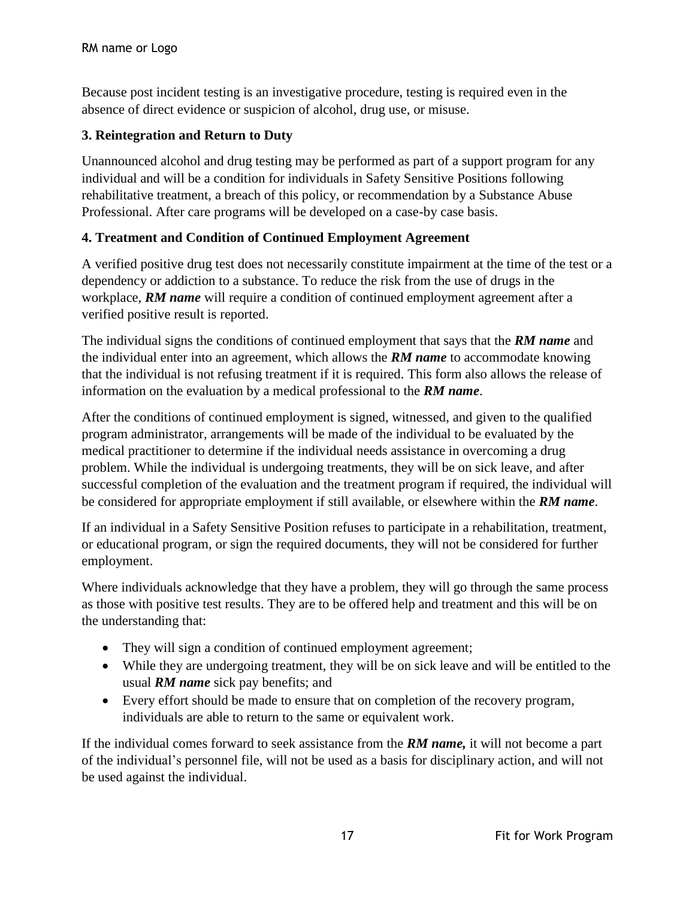Because post incident testing is an investigative procedure, testing is required even in the absence of direct evidence or suspicion of alcohol, drug use, or misuse.

### 3. Reintegration and Return to Duty

Unannounced alcohol and drug testing may be performed as part of a support program for any individual and will be a condition for individuals in Safety Sensitive Positions following rehabilitative treatment, a breach of this policy, or recommendation by a Substance Abuse Professional. After care programs will be developed on a case-by case basis.

### 4. Treatment and Condition of Continued Employment Agreement

A verified positive drug test does not necessarily constitute impairment at the time of the test or a dependency or addiction to a substance. To reduce the risk from the use of drugs in the workplace, ***RM name*** will require a condition of continued employment agreement after a verified positive result is reported.

The individual signs the conditions of continued employment that says that the ***RM name*** and the individual enter into an agreement, which allows the ***RM name*** to accommodate knowing that the individual is not refusing treatment if it is required. This form also allows the release of information on the evaluation by a medical professional to the ***RM name***.

After the conditions of continued employment is signed, witnessed, and given to the qualified program administrator, arrangements will be made of the individual to be evaluated by the medical practitioner to determine if the individual needs assistance in overcoming a drug problem. While the individual is undergoing treatments, they will be on sick leave, and after successful completion of the evaluation and the treatment program if required, the individual will be considered for appropriate employment if still available, or elsewhere within the ***RM name***.

If an individual in a Safety Sensitive Position refuses to participate in a rehabilitation, treatment, or educational program, or sign the required documents, they will not be considered for further employment.

Where individuals acknowledge that they have a problem, they will go through the same process as those with positive test results. They are to be offered help and treatment and this will be on the understanding that:

- They will sign a condition of continued employment agreement;
- While they are undergoing treatment, they will be on sick leave and will be entitled to the usual ***RM name*** sick pay benefits; and
- Every effort should be made to ensure that on completion of the recovery program, individuals are able to return to the same or equivalent work.

If the individual comes forward to seek assistance from the ***RM name,*** it will not become a part of the individual's personnel file, will not be used as a basis for disciplinary action, and will not be used against the individual.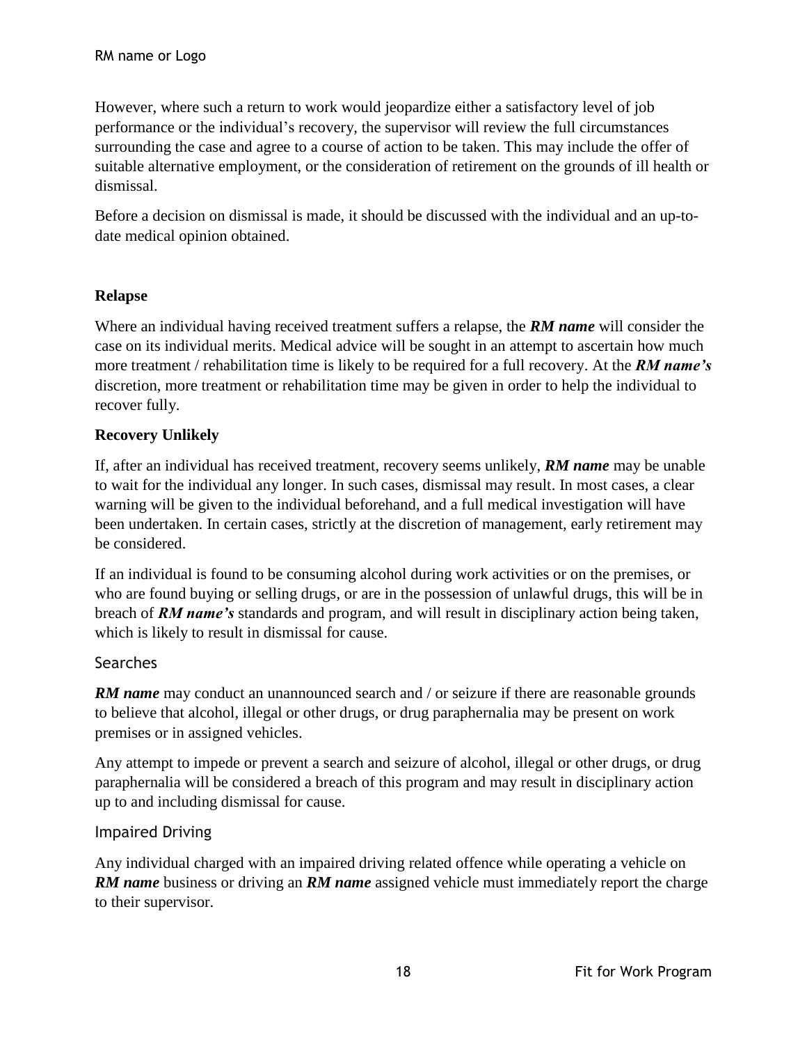However, where such a return to work would jeopardize either a satisfactory level of job performance or the individual's recovery, the supervisor will review the full circumstances surrounding the case and agree to a course of action to be taken. This may include the offer of suitable alternative employment, or the consideration of retirement on the grounds of ill health or dismissal.

Before a decision on dismissal is made, it should be discussed with the individual and an up-to-date medical opinion obtained.

**Relapse**

Where an individual having received treatment suffers a relapse, the ***RM name*** will consider the case on its individual merits. Medical advice will be sought in an attempt to ascertain how much more treatment / rehabilitation time is likely to be required for a full recovery. At the ***RM name's*** discretion, more treatment or rehabilitation time may be given in order to help the individual to recover fully.

**Recovery Unlikely**

If, after an individual has received treatment, recovery seems unlikely, ***RM name*** may be unable to wait for the individual any longer. In such cases, dismissal may result. In most cases, a clear warning will be given to the individual beforehand, and a full medical investigation will have been undertaken. In certain cases, strictly at the discretion of management, early retirement may be considered.

If an individual is found to be consuming alcohol during work activities or on the premises, or who are found buying or selling drugs, or are in the possession of unlawful drugs, this will be in breach of ***RM name's*** standards and program, and will result in disciplinary action being taken, which is likely to result in dismissal for cause.

### Searches

***RM name*** may conduct an unannounced search and / or seizure if there are reasonable grounds to believe that alcohol, illegal or other drugs, or drug paraphernalia may be present on work premises or in assigned vehicles.

Any attempt to impede or prevent a search and seizure of alcohol, illegal or other drugs, or drug paraphernalia will be considered a breach of this program and may result in disciplinary action up to and including dismissal for cause.

### Impaired Driving

Any individual charged with an impaired driving related offence while operating a vehicle on ***RM name*** business or driving an ***RM name*** assigned vehicle must immediately report the charge to their supervisor.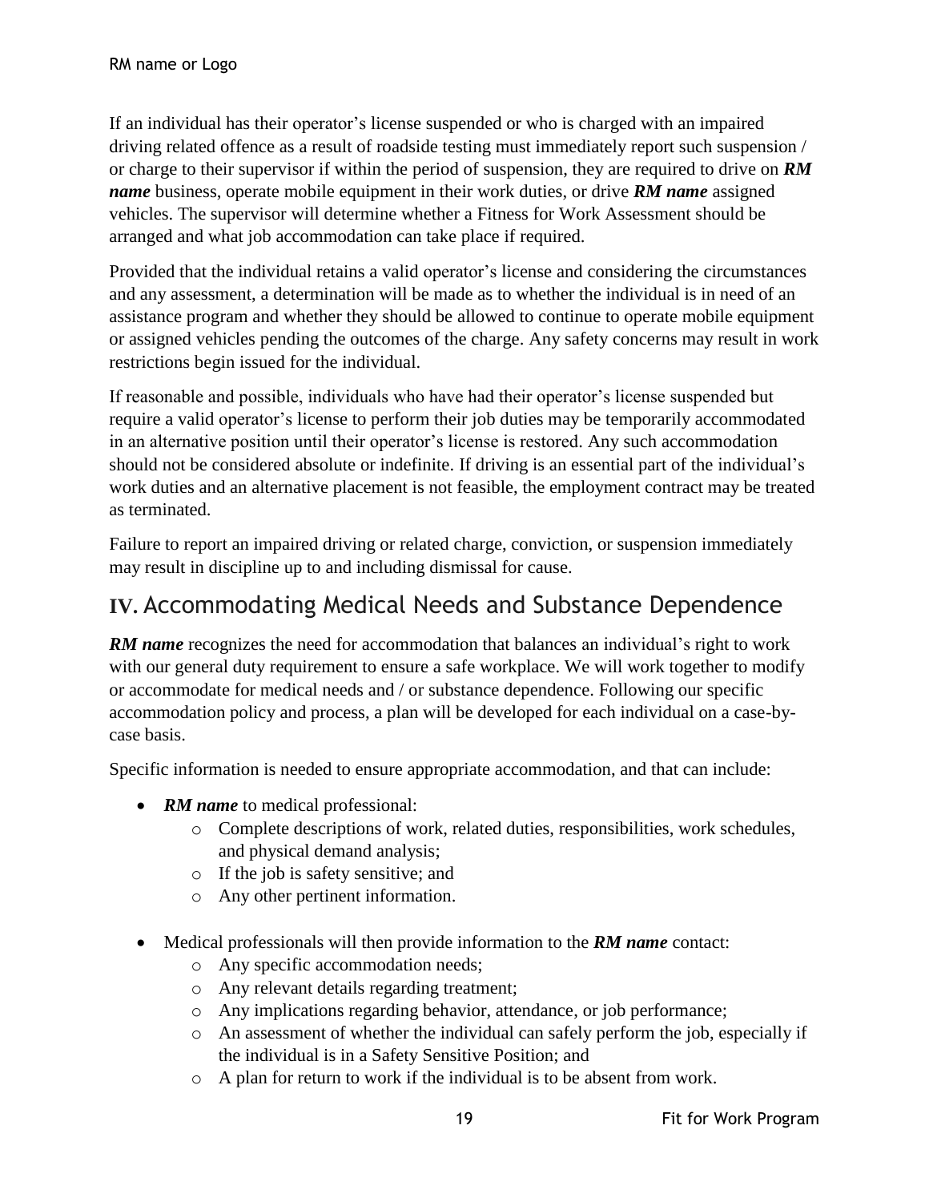If an individual has their operator's license suspended or who is charged with an impaired driving related offence as a result of roadside testing must immediately report such suspension / or charge to their supervisor if within the period of suspension, they are required to drive on ***RM name*** business, operate mobile equipment in their work duties, or drive ***RM name*** assigned vehicles. The supervisor will determine whether a Fitness for Work Assessment should be arranged and what job accommodation can take place if required.

Provided that the individual retains a valid operator's license and considering the circumstances and any assessment, a determination will be made as to whether the individual is in need of an assistance program and whether they should be allowed to continue to operate mobile equipment or assigned vehicles pending the outcomes of the charge. Any safety concerns may result in work restrictions begin issued for the individual.

If reasonable and possible, individuals who have had their operator's license suspended but require a valid operator's license to perform their job duties may be temporarily accommodated in an alternative position until their operator's license is restored. Any such accommodation should not be considered absolute or indefinite. If driving is an essential part of the individual's work duties and an alternative placement is not feasible, the employment contract may be treated as terminated.

Failure to report an impaired driving or related charge, conviction, or suspension immediately may result in discipline up to and including dismissal for cause.

## IV. Accommodating Medical Needs and Substance Dependence

***RM name*** recognizes the need for accommodation that balances an individual's right to work with our general duty requirement to ensure a safe workplace. We will work together to modify or accommodate for medical needs and / or substance dependence. Following our specific accommodation policy and process, a plan will be developed for each individual on a case-by-case basis.

Specific information is needed to ensure appropriate accommodation, and that can include:

- ***RM name*** to medical professional:
  - Complete descriptions of work, related duties, responsibilities, work schedules, and physical demand analysis;
  - If the job is safety sensitive; and
  - Any other pertinent information.

- Medical professionals will then provide information to the ***RM name*** contact:
  - Any specific accommodation needs;
  - Any relevant details regarding treatment;
  - Any implications regarding behavior, attendance, or job performance;
  - An assessment of whether the individual can safely perform the job, especially if the individual is in a Safety Sensitive Position; and
  - A plan for return to work if the individual is to be absent from work.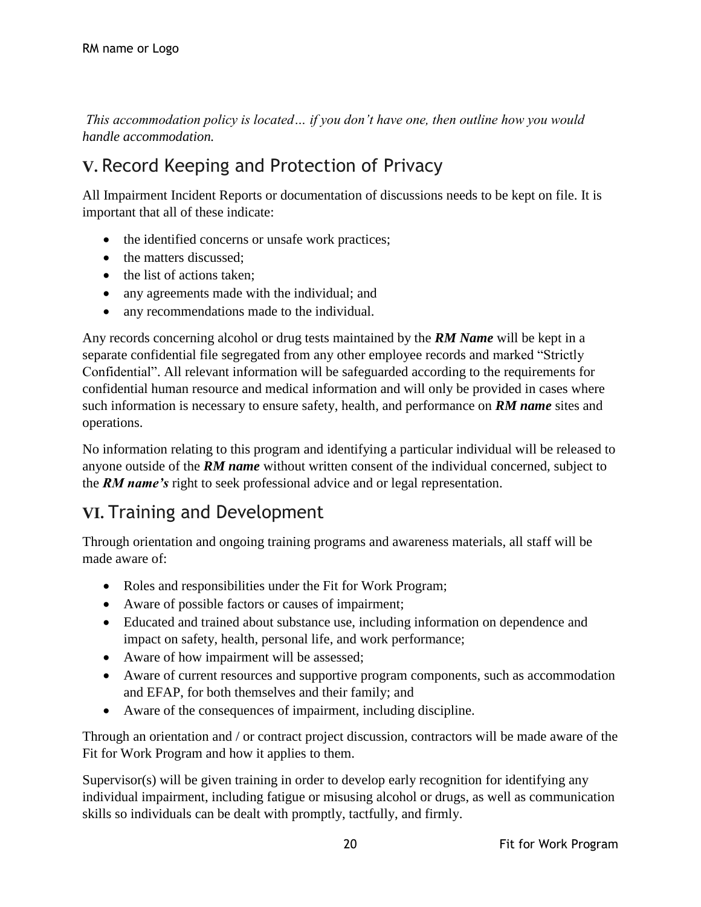*This accommodation policy is located… if you don't have one, then outline how you would handle accommodation.*

## V. Record Keeping and Protection of Privacy

All Impairment Incident Reports or documentation of discussions needs to be kept on file. It is important that all of these indicate:

- the identified concerns or unsafe work practices;
- the matters discussed;
- the list of actions taken;
- any agreements made with the individual; and
- any recommendations made to the individual.

Any records concerning alcohol or drug tests maintained by the ***RM Name*** will be kept in a separate confidential file segregated from any other employee records and marked "Strictly Confidential". All relevant information will be safeguarded according to the requirements for confidential human resource and medical information and will only be provided in cases where such information is necessary to ensure safety, health, and performance on ***RM name*** sites and operations.

No information relating to this program and identifying a particular individual will be released to anyone outside of the ***RM name*** without written consent of the individual concerned, subject to the ***RM name's*** right to seek professional advice and or legal representation.

## VI. Training and Development

Through orientation and ongoing training programs and awareness materials, all staff will be made aware of:

- Roles and responsibilities under the Fit for Work Program;
- Aware of possible factors or causes of impairment;
- Educated and trained about substance use, including information on dependence and impact on safety, health, personal life, and work performance;
- Aware of how impairment will be assessed;
- Aware of current resources and supportive program components, such as accommodation and EFAP, for both themselves and their family; and
- Aware of the consequences of impairment, including discipline.

Through an orientation and / or contract project discussion, contractors will be made aware of the Fit for Work Program and how it applies to them.

Supervisor(s) will be given training in order to develop early recognition for identifying any individual impairment, including fatigue or misusing alcohol or drugs, as well as communication skills so individuals can be dealt with promptly, tactfully, and firmly.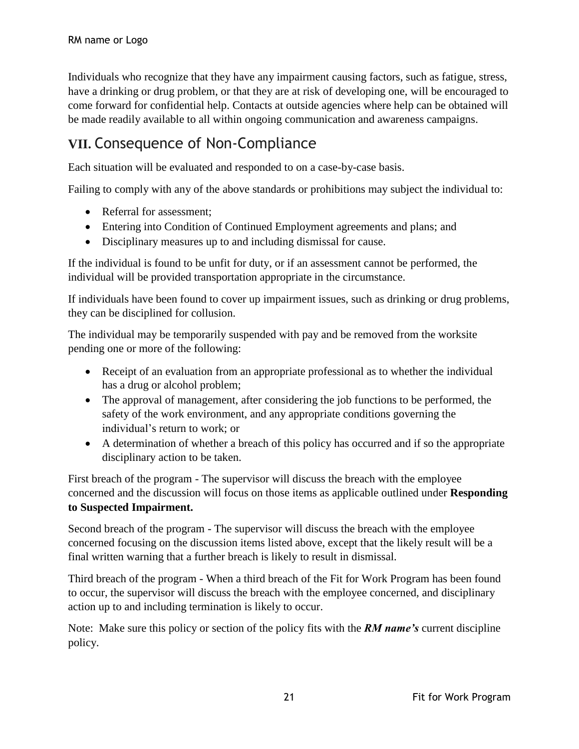Individuals who recognize that they have any impairment causing factors, such as fatigue, stress, have a drinking or drug problem, or that they are at risk of developing one, will be encouraged to come forward for confidential help. Contacts at outside agencies where help can be obtained will be made readily available to all within ongoing communication and awareness campaigns.

## VII. Consequence of Non-Compliance

Each situation will be evaluated and responded to on a case-by-case basis.

Failing to comply with any of the above standards or prohibitions may subject the individual to:

- Referral for assessment;
- Entering into Condition of Continued Employment agreements and plans; and
- Disciplinary measures up to and including dismissal for cause.

If the individual is found to be unfit for duty, or if an assessment cannot be performed, the individual will be provided transportation appropriate in the circumstance.

If individuals have been found to cover up impairment issues, such as drinking or drug problems, they can be disciplined for collusion.

The individual may be temporarily suspended with pay and be removed from the worksite pending one or more of the following:

- Receipt of an evaluation from an appropriate professional as to whether the individual has a drug or alcohol problem;
- The approval of management, after considering the job functions to be performed, the safety of the work environment, and any appropriate conditions governing the individual's return to work; or
- A determination of whether a breach of this policy has occurred and if so the appropriate disciplinary action to be taken.

First breach of the program - The supervisor will discuss the breach with the employee concerned and the discussion will focus on those items as applicable outlined under **Responding to Suspected Impairment.**

Second breach of the program - The supervisor will discuss the breach with the employee concerned focusing on the discussion items listed above, except that the likely result will be a final written warning that a further breach is likely to result in dismissal.

Third breach of the program - When a third breach of the Fit for Work Program has been found to occur, the supervisor will discuss the breach with the employee concerned, and disciplinary action up to and including termination is likely to occur.

Note: Make sure this policy or section of the policy fits with the ***RM name's*** current discipline policy.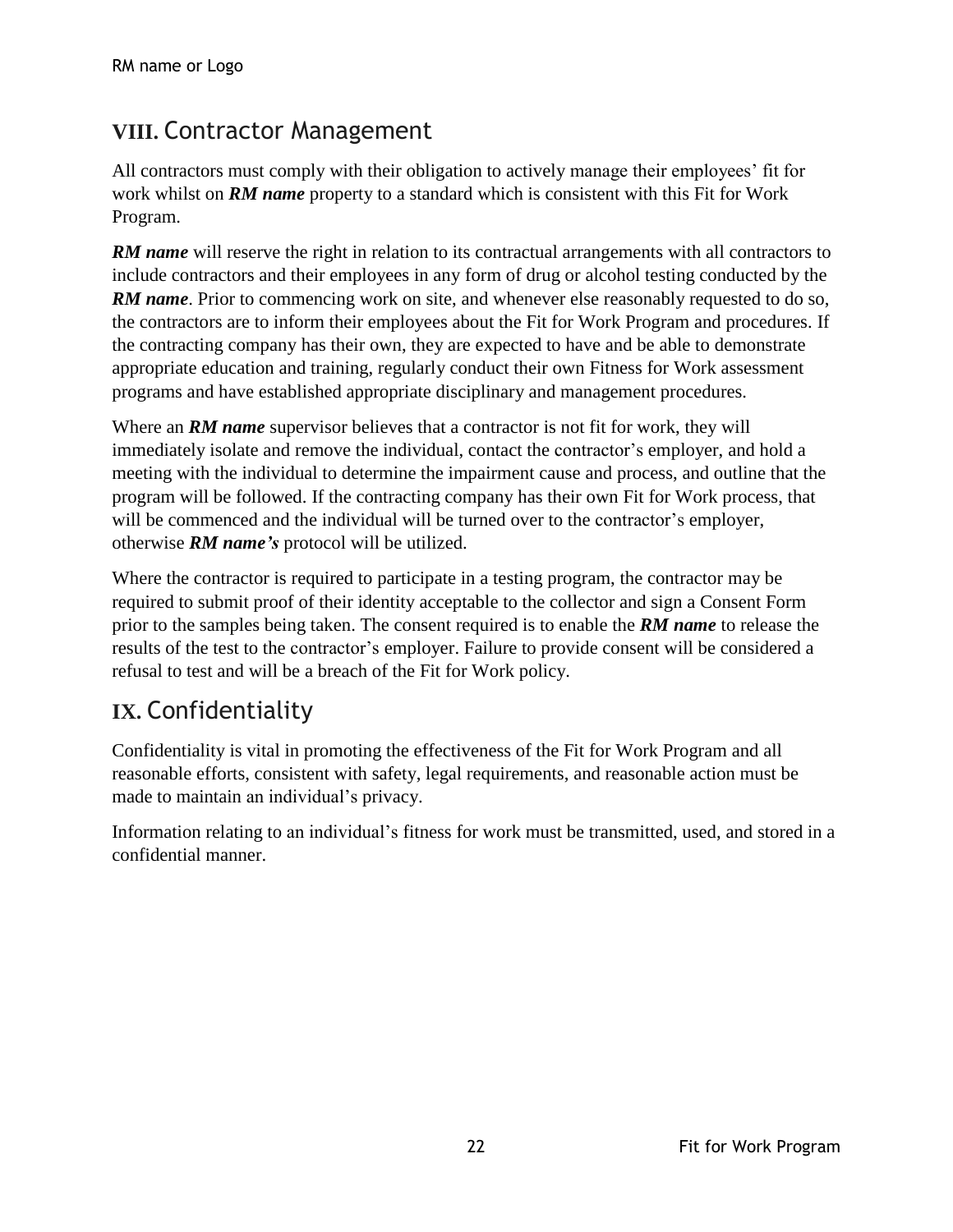## VIII. Contractor Management

All contractors must comply with their obligation to actively manage their employees' fit for work whilst on ***RM name*** property to a standard which is consistent with this Fit for Work Program.

***RM name*** will reserve the right in relation to its contractual arrangements with all contractors to include contractors and their employees in any form of drug or alcohol testing conducted by the ***RM name***. Prior to commencing work on site, and whenever else reasonably requested to do so, the contractors are to inform their employees about the Fit for Work Program and procedures. If the contracting company has their own, they are expected to have and be able to demonstrate appropriate education and training, regularly conduct their own Fitness for Work assessment programs and have established appropriate disciplinary and management procedures.

Where an ***RM name*** supervisor believes that a contractor is not fit for work, they will immediately isolate and remove the individual, contact the contractor's employer, and hold a meeting with the individual to determine the impairment cause and process, and outline that the program will be followed. If the contracting company has their own Fit for Work process, that will be commenced and the individual will be turned over to the contractor's employer, otherwise ***RM name's*** protocol will be utilized.

Where the contractor is required to participate in a testing program, the contractor may be required to submit proof of their identity acceptable to the collector and sign a Consent Form prior to the samples being taken. The consent required is to enable the ***RM name*** to release the results of the test to the contractor's employer. Failure to provide consent will be considered a refusal to test and will be a breach of the Fit for Work policy.

## IX. Confidentiality

Confidentiality is vital in promoting the effectiveness of the Fit for Work Program and all reasonable efforts, consistent with safety, legal requirements, and reasonable action must be made to maintain an individual's privacy.

Information relating to an individual's fitness for work must be transmitted, used, and stored in a confidential manner.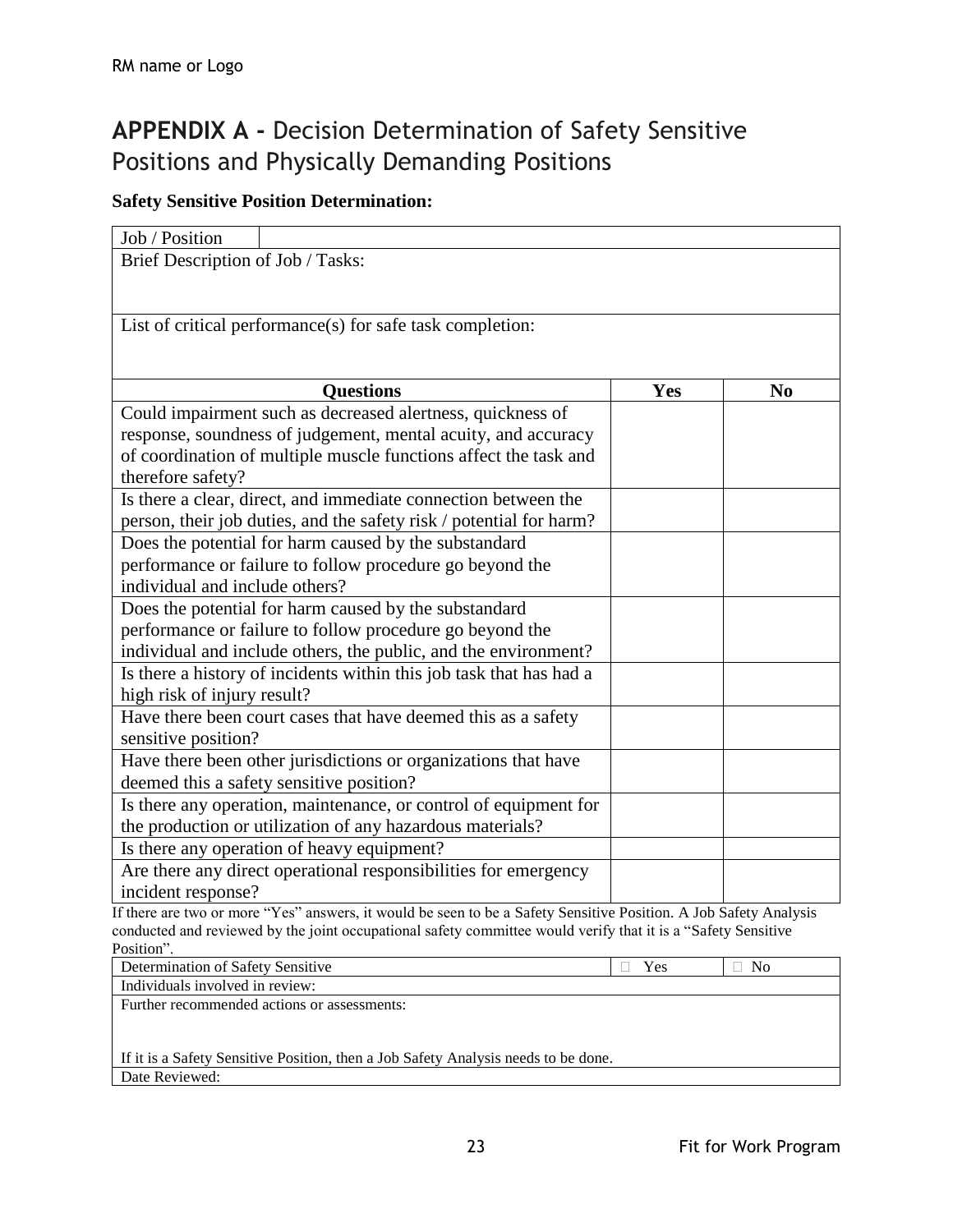RM name or Logo

# APPENDIX A - Decision Determination of Safety Sensitive Positions and Physically Demanding Positions

**Safety Sensitive Position Determination:**

| Job / Position | | |
|---|---|---|
| Brief Description of Job / Tasks: | | |
| List of critical performance(s) for safe task completion: | | |

| Questions | Yes | No |
|---|---|---|
| Could impairment such as decreased alertness, quickness of response, soundness of judgement, mental acuity, and accuracy of coordination of multiple muscle functions affect the task and therefore safety? | | |
| Is there a clear, direct, and immediate connection between the person, their job duties, and the safety risk / potential for harm? | | |
| Does the potential for harm caused by the substandard performance or failure to follow procedure go beyond the individual and include others? | | |
| Does the potential for harm caused by the substandard performance or failure to follow procedure go beyond the individual and include others, the public, and the environment? | | |
| Is there a history of incidents within this job task that has had a high risk of injury result? | | |
| Have there been court cases that have deemed this as a safety sensitive position? | | |
| Have there been other jurisdictions or organizations that have deemed this a safety sensitive position? | | |
| Is there any operation, maintenance, or control of equipment for the production or utilization of any hazardous materials? | | |
| Is there any operation of heavy equipment? | | |
| Are there any direct operational responsibilities for emergency incident response? | | |

If there are two or more "Yes" answers, it would be seen to be a Safety Sensitive Position. A Job Safety Analysis conducted and reviewed by the joint occupational safety committee would verify that it is a "Safety Sensitive Position".

| Determination of Safety Sensitive | ☐ Yes | ☐ No |
|---|---|---|
| Individuals involved in review: | | |
| Further recommended actions or assessments:<br><br>If it is a Safety Sensitive Position, then a Job Safety Analysis needs to be done. | | |
| Date Reviewed: | | |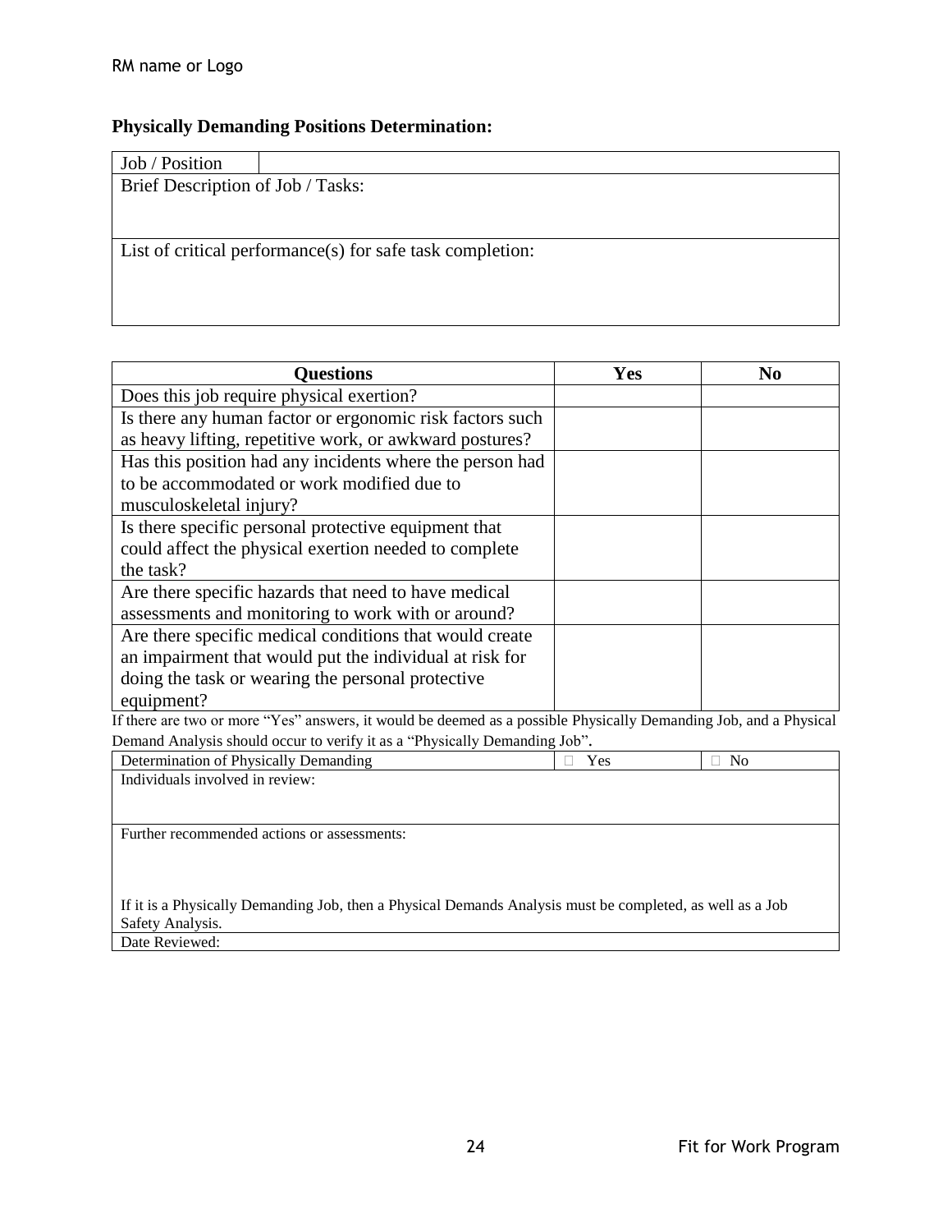RM name or Logo

**Physically Demanding Positions Determination:**

| Job / Position | |
|---|---|
| Brief Description of Job / Tasks: | |
| List of critical performance(s) for safe task completion: | |

| Questions | Yes | No |
|---|---|---|
| Does this job require physical exertion? | | |
| Is there any human factor or ergonomic risk factors such as heavy lifting, repetitive work, or awkward postures? | | |
| Has this position had any incidents where the person had to be accommodated or work modified due to musculoskeletal injury? | | |
| Is there specific personal protective equipment that could affect the physical exertion needed to complete the task? | | |
| Are there specific hazards that need to have medical assessments and monitoring to work with or around? | | |
| Are there specific medical conditions that would create an impairment that would put the individual at risk for doing the task or wearing the personal protective equipment? | | |

If there are two or more "Yes" answers, it would be deemed as a possible Physically Demanding Job, and a Physical Demand Analysis should occur to verify it as a "Physically Demanding Job".

| Determination of Physically Demanding | ☐ Yes | ☐ No |
|---|---|---|
| Individuals involved in review: | | |
| Further recommended actions or assessments:<br><br>If it is a Physically Demanding Job, then a Physical Demands Analysis must be completed, as well as a Job Safety Analysis. | | |
| Date Reviewed: | | |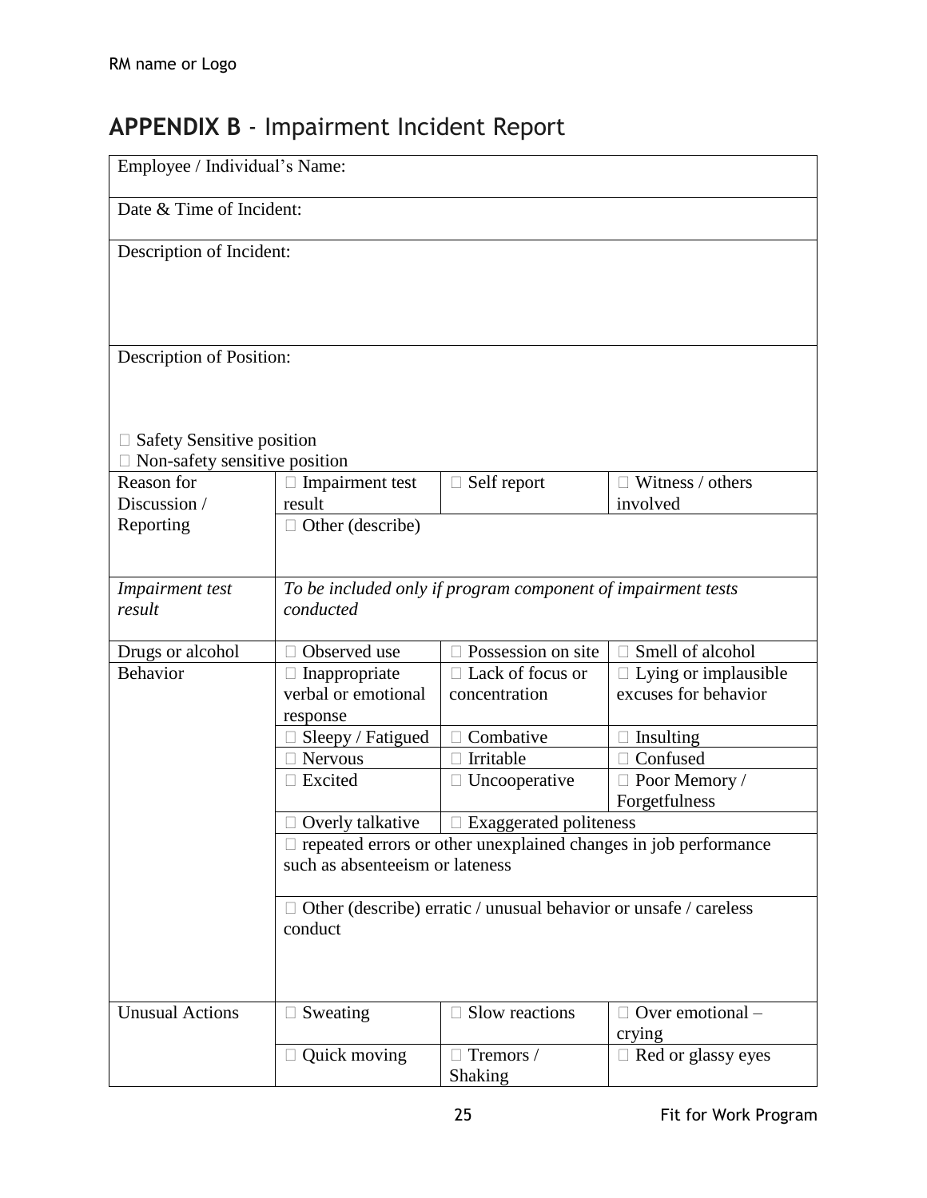RM name or Logo

## **APPENDIX B** - Impairment Incident Report

| | | | |
|---|---|---|---|
| Employee / Individual's Name: | | | |
| Date & Time of Incident: | | | |
| Description of Incident: | | | |
| Description of Position:<br><br>☐ Safety Sensitive position<br>☐ Non-safety sensitive position | | | |
| Reason for Discussion / Reporting | ☐ Impairment test result | ☐ Self report | ☐ Witness / others involved |
| | ☐ Other (describe) | | |
| *Impairment test result* | *To be included only if program component of impairment tests conducted* | | |
| Drugs or alcohol | ☐ Observed use | ☐ Possession on site | ☐ Smell of alcohol |
| Behavior | ☐ Inappropriate verbal or emotional response | ☐ Lack of focus or concentration | ☐ Lying or implausible excuses for behavior |
| | ☐ Sleepy / Fatigued | ☐ Combative | ☐ Insulting |
| | ☐ Nervous | ☐ Irritable | ☐ Confused |
| | ☐ Excited | ☐ Uncooperative | ☐ Poor Memory / Forgetfulness |
| | ☐ Overly talkative | ☐ Exaggerated politeness | |
| | ☐ repeated errors or other unexplained changes in job performance such as absenteeism or lateness | | |
| | ☐ Other (describe) erratic / unusual behavior or unsafe / careless conduct | | |
| Unusual Actions | ☐ Sweating | ☐ Slow reactions | ☐ Over emotional – crying |
| | ☐ Quick moving | ☐ Tremors / Shaking | ☐ Red or glassy eyes |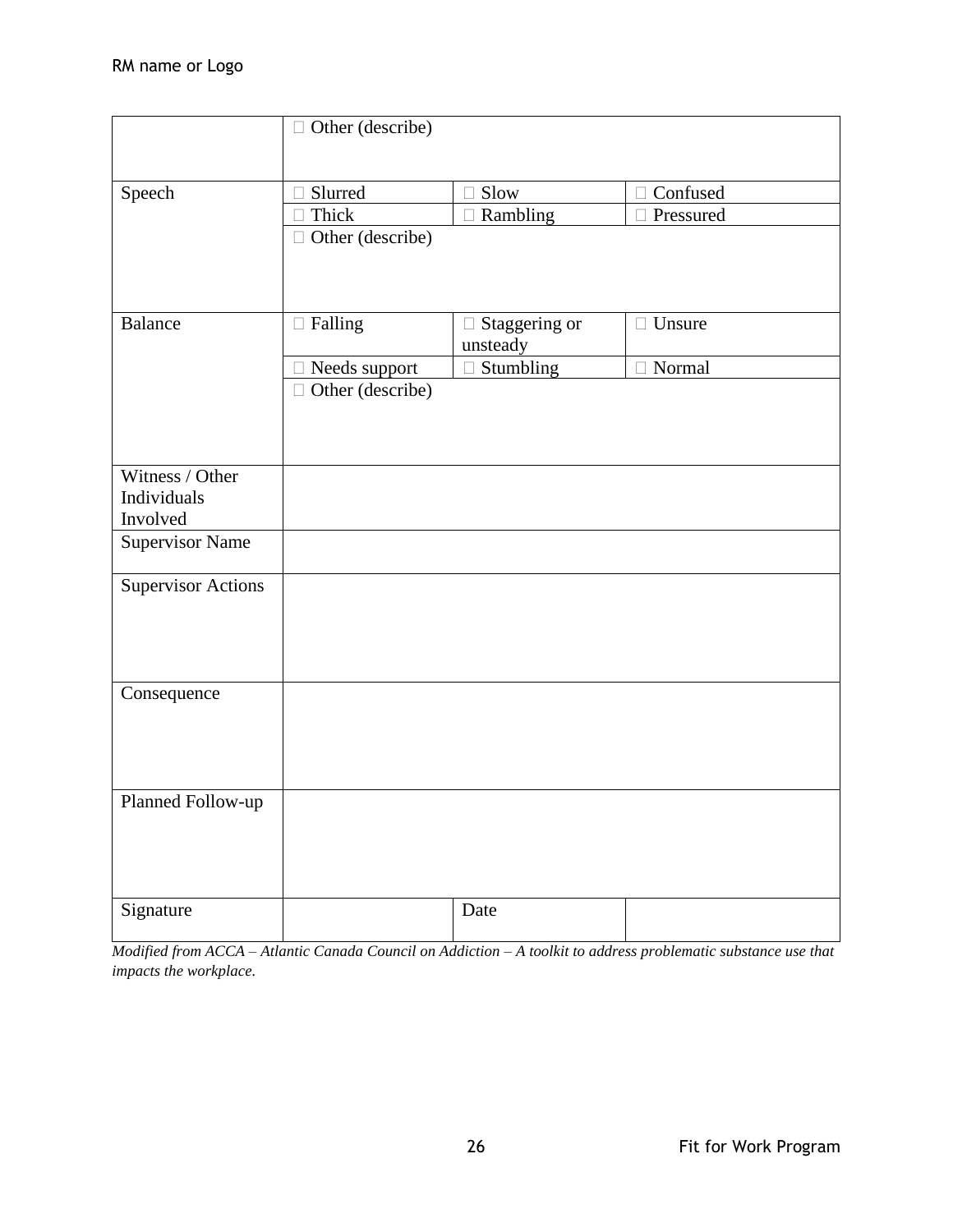| | | | |
|---|---|---|---|
| | ☐ Other (describe) | | |
| Speech | ☐ Slurred | ☐ Slow | ☐ Confused |
| | ☐ Thick | ☐ Rambling | ☐ Pressured |
| | ☐ Other (describe) | | |
| Balance | ☐ Falling | ☐ Staggering or unsteady | ☐ Unsure |
| | ☐ Needs support | ☐ Stumbling | ☐ Normal |
| | ☐ Other (describe) | | |
| Witness / Other Individuals Involved | | | |
| Supervisor Name | | | |
| Supervisor Actions | | | |
| Consequence | | | |
| Planned Follow-up | | | |
| Signature | | Date | |

*Modified from ACCA – Atlantic Canada Council on Addiction – A toolkit to address problematic substance use that impacts the workplace.*